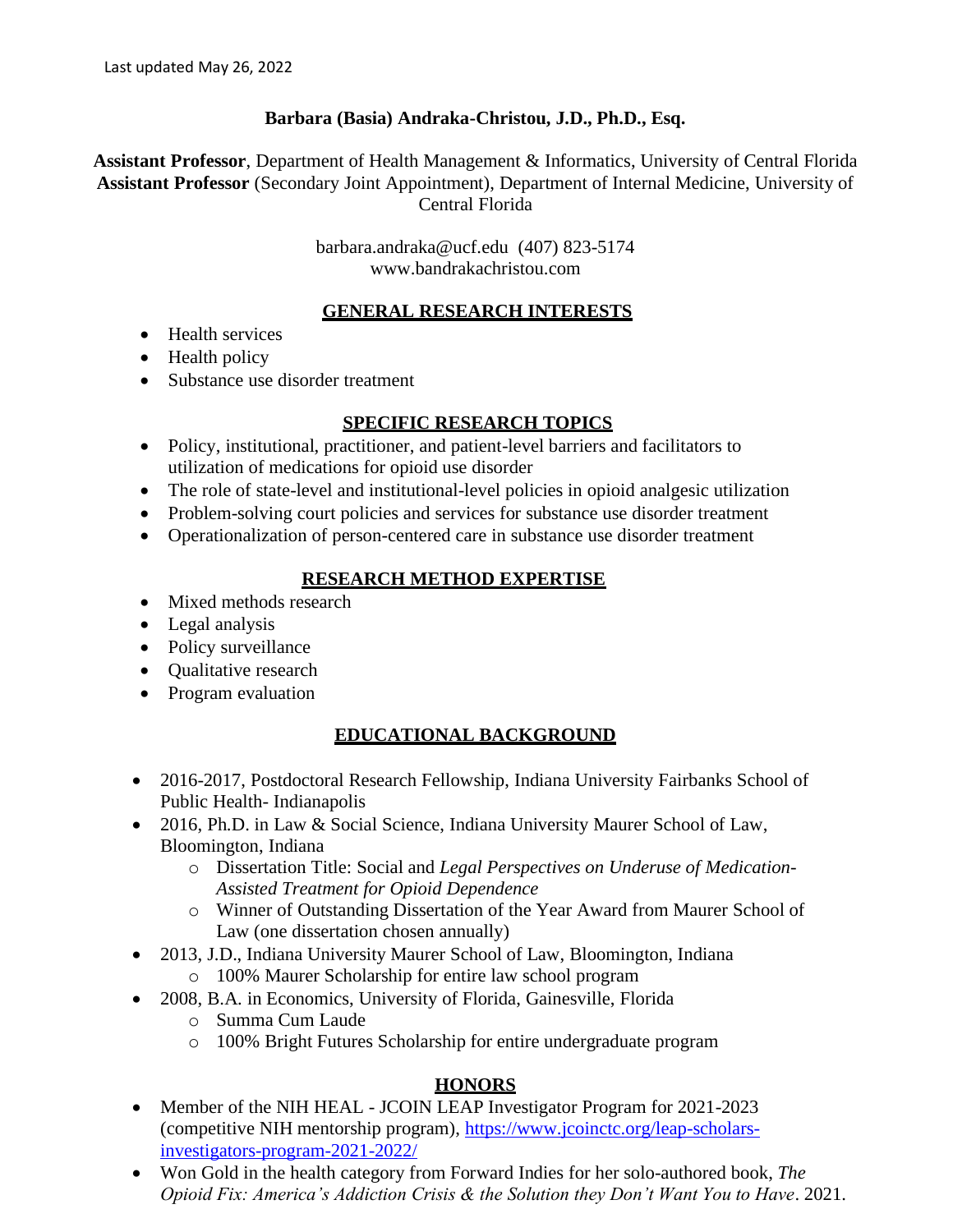Last updated May 26, 2022

# Barbara (Basia) Andraka-Christou, J.D., Ph.D., Esq.

**Assistant Professor**, Department of Health Management & Informatics, University of Central Florida
**Assistant Professor** (Secondary Joint Appointment), Department of Internal Medicine, University of Central Florida

barbara.andraka@ucf.edu (407) 823-5174
www.bandrakachristou.com

## GENERAL RESEARCH INTERESTS

- Health services
- Health policy
- Substance use disorder treatment

## SPECIFIC RESEARCH TOPICS

- Policy, institutional, practitioner, and patient-level barriers and facilitators to utilization of medications for opioid use disorder
- The role of state-level and institutional-level policies in opioid analgesic utilization
- Problem-solving court policies and services for substance use disorder treatment
- Operationalization of person-centered care in substance use disorder treatment

## RESEARCH METHOD EXPERTISE

- Mixed methods research
- Legal analysis
- Policy surveillance
- Qualitative research
- Program evaluation

## EDUCATIONAL BACKGROUND

- 2016-2017, Postdoctoral Research Fellowship, Indiana University Fairbanks School of Public Health- Indianapolis
- 2016, Ph.D. in Law & Social Science, Indiana University Maurer School of Law, Bloomington, Indiana
    - Dissertation Title: Social and *Legal Perspectives on Underuse of Medication-Assisted Treatment for Opioid Dependence*
    - Winner of Outstanding Dissertation of the Year Award from Maurer School of Law (one dissertation chosen annually)
- 2013, J.D., Indiana University Maurer School of Law, Bloomington, Indiana
    - 100% Maurer Scholarship for entire law school program
- 2008, B.A. in Economics, University of Florida, Gainesville, Florida
    - Summa Cum Laude
    - 100% Bright Futures Scholarship for entire undergraduate program

## HONORS

- Member of the NIH HEAL - JCOIN LEAP Investigator Program for 2021-2023 (competitive NIH mentorship program), https://www.jcoinctc.org/leap-scholars-investigators-program-2021-2022/
- Won Gold in the health category from Forward Indies for her solo-authored book, *The Opioid Fix: America's Addiction Crisis & the Solution they Don't Want You to Have*. 2021.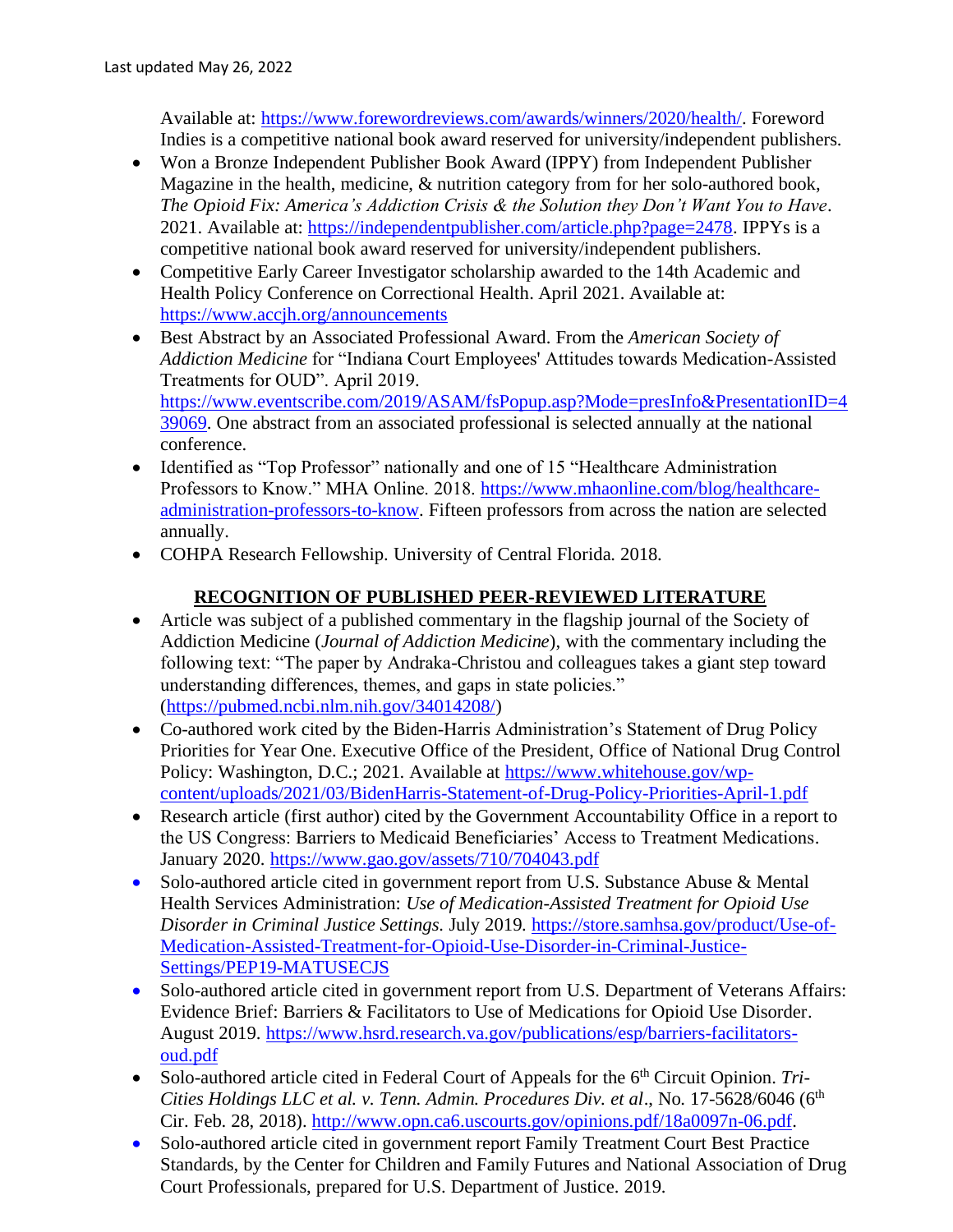Available at: https://www.forewordreviews.com/awards/winners/2020/health/. Foreword Indies is a competitive national book award reserved for university/independent publishers.

- Won a Bronze Independent Publisher Book Award (IPPY) from Independent Publisher Magazine in the health, medicine, & nutrition category from for her solo-authored book, *The Opioid Fix: America's Addiction Crisis & the Solution they Don't Want You to Have*. 2021. Available at: https://independentpublisher.com/article.php?page=2478. IPPYs is a competitive national book award reserved for university/independent publishers.
- Competitive Early Career Investigator scholarship awarded to the 14th Academic and Health Policy Conference on Correctional Health. April 2021. Available at: https://www.accjh.org/announcements
- Best Abstract by an Associated Professional Award. From the *American Society of Addiction Medicine* for "Indiana Court Employees' Attitudes towards Medication-Assisted Treatments for OUD". April 2019. https://www.eventscribe.com/2019/ASAM/fsPopup.asp?Mode=presInfo&PresentationID=439069. One abstract from an associated professional is selected annually at the national conference.
- Identified as "Top Professor" nationally and one of 15 "Healthcare Administration Professors to Know." MHA Online. 2018. https://www.mhaonline.com/blog/healthcare-administration-professors-to-know. Fifteen professors from across the nation are selected annually.
- COHPA Research Fellowship. University of Central Florida. 2018.

## RECOGNITION OF PUBLISHED PEER-REVIEWED LITERATURE

- Article was subject of a published commentary in the flagship journal of the Society of Addiction Medicine (*Journal of Addiction Medicine*), with the commentary including the following text: "The paper by Andraka-Christou and colleagues takes a giant step toward understanding differences, themes, and gaps in state policies." (https://pubmed.ncbi.nlm.nih.gov/34014208/)
- Co-authored work cited by the Biden-Harris Administration's Statement of Drug Policy Priorities for Year One. Executive Office of the President, Office of National Drug Control Policy: Washington, D.C.; 2021. Available at https://www.whitehouse.gov/wp-content/uploads/2021/03/BidenHarris-Statement-of-Drug-Policy-Priorities-April-1.pdf
- Research article (first author) cited by the Government Accountability Office in a report to the US Congress: Barriers to Medicaid Beneficiaries' Access to Treatment Medications. January 2020. https://www.gao.gov/assets/710/704043.pdf
- Solo-authored article cited in government report from U.S. Substance Abuse & Mental Health Services Administration: *Use of Medication-Assisted Treatment for Opioid Use Disorder in Criminal Justice Settings.* July 2019. https://store.samhsa.gov/product/Use-of-Medication-Assisted-Treatment-for-Opioid-Use-Disorder-in-Criminal-Justice-Settings/PEP19-MATUSECJS
- Solo-authored article cited in government report from U.S. Department of Veterans Affairs: Evidence Brief: Barriers & Facilitators to Use of Medications for Opioid Use Disorder. August 2019. https://www.hsrd.research.va.gov/publications/esp/barriers-facilitators-oud.pdf
- Solo-authored article cited in Federal Court of Appeals for the 6th Circuit Opinion. *Tri-Cities Holdings LLC et al. v. Tenn. Admin. Procedures Div. et al*., No. 17-5628/6046 (6th Cir. Feb. 28, 2018). http://www.opn.ca6.uscourts.gov/opinions.pdf/18a0097n-06.pdf.
- Solo-authored article cited in government report Family Treatment Court Best Practice Standards, by the Center for Children and Family Futures and National Association of Drug Court Professionals, prepared for U.S. Department of Justice. 2019.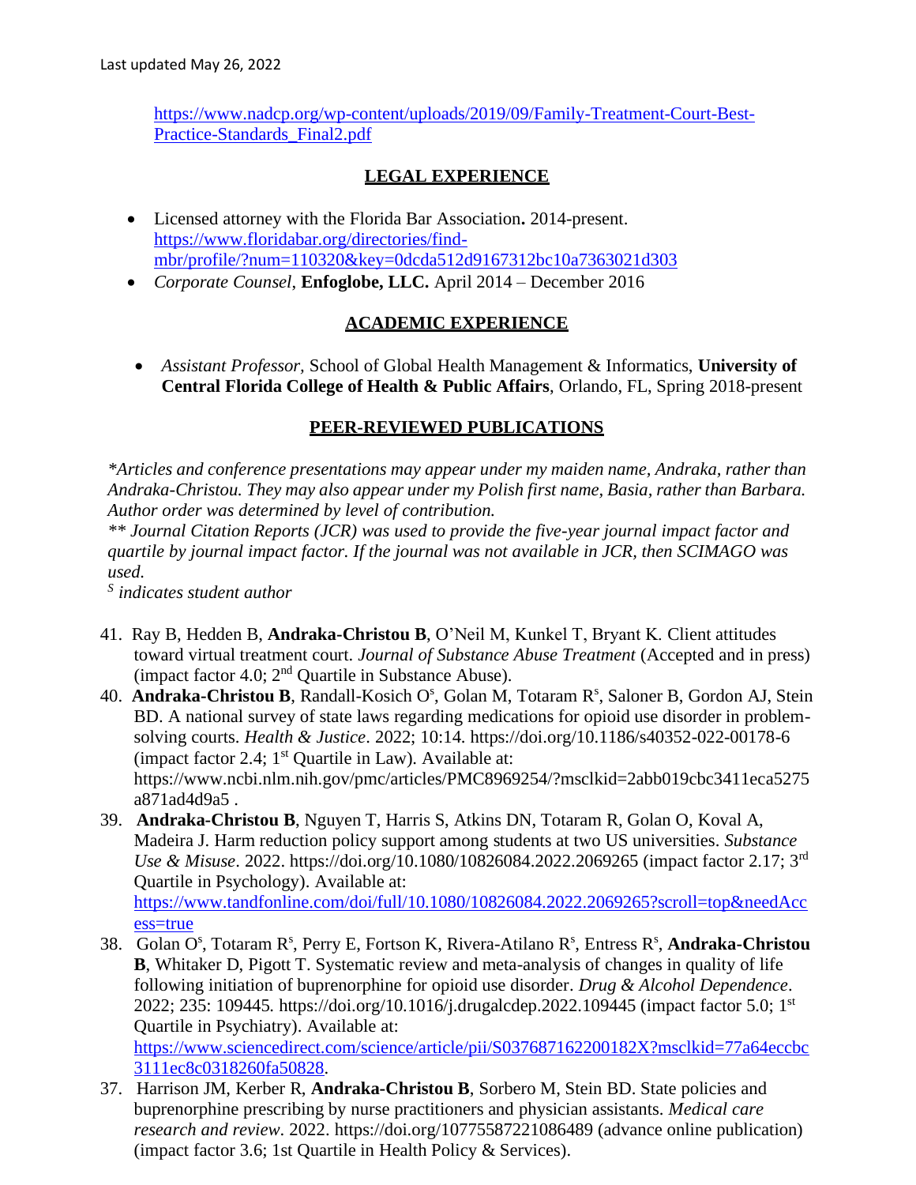https://www.nadcp.org/wp-content/uploads/2019/09/Family-Treatment-Court-Best-Practice-Standards_Final2.pdf

## LEGAL EXPERIENCE

- Licensed attorney with the Florida Bar Association**.** 2014-present. https://www.floridabar.org/directories/find-mbr/profile/?num=110320&key=0dcda512d9167312bc10a7363021d303
- *Corporate Counsel,* **Enfoglobe, LLC.** April 2014 – December 2016

## ACADEMIC EXPERIENCE

- *Assistant Professor,* School of Global Health Management & Informatics, **University of Central Florida College of Health & Public Affairs**, Orlando, FL, Spring 2018-present

## PEER-REVIEWED PUBLICATIONS

*\*Articles and conference presentations may appear under my maiden name, Andraka, rather than Andraka-Christou. They may also appear under my Polish first name, Basia, rather than Barbara. Author order was determined by level of contribution.*

*\*\* Journal Citation Reports (JCR) was used to provide the five-year journal impact factor and quartile by journal impact factor. If the journal was not available in JCR, then SCIMAGO was used.*

*[S] indicates student author*

41. Ray B, Hedden B, **Andraka-Christou B**, O'Neil M, Kunkel T, Bryant K. Client attitudes toward virtual treatment court. *Journal of Substance Abuse Treatment* (Accepted and in press) (impact factor 4.0; 2nd Quartile in Substance Abuse).
40. **Andraka-Christou B**, Randall-Kosich O[s], Golan M, Totaram R[s], Saloner B, Gordon AJ, Stein BD. A national survey of state laws regarding medications for opioid use disorder in problem-solving courts. *Health & Justice*. 2022; 10:14. https://doi.org/10.1186/s40352-022-00178-6 (impact factor 2.4; 1st Quartile in Law). Available at: https://www.ncbi.nlm.nih.gov/pmc/articles/PMC8969254/?msclkid=2abb019cbc3411eca5275a871ad4d9a5 .
39. **Andraka-Christou B**, Nguyen T, Harris S, Atkins DN, Totaram R, Golan O, Koval A, Madeira J. Harm reduction policy support among students at two US universities. *Substance Use & Misuse*. 2022. https://doi.org/10.1080/10826084.2022.2069265 (impact factor 2.17; 3rd Quartile in Psychology). Available at: https://www.tandfonline.com/doi/full/10.1080/10826084.2022.2069265?scroll=top&needAccess=true
38. Golan O[s], Totaram R[s], Perry E, Fortson K, Rivera-Atilano R[s], Entress R[s], **Andraka-Christou B**, Whitaker D, Pigott T. Systematic review and meta-analysis of changes in quality of life following initiation of buprenorphine for opioid use disorder. *Drug & Alcohol Dependence*. 2022; 235: 109445. https://doi.org/10.1016/j.drugalcdep.2022.109445 (impact factor 5.0; 1st Quartile in Psychiatry). Available at: https://www.sciencedirect.com/science/article/pii/S037687162200182X?msclkid=77a64eccbc3111ec8c0318260fa50828.
37. Harrison JM, Kerber R, **Andraka-Christou B**, Sorbero M, Stein BD. State policies and buprenorphine prescribing by nurse practitioners and physician assistants. *Medical care research and review*. 2022. https://doi.org/10775587221086489 (advance online publication) (impact factor 3.6; 1st Quartile in Health Policy & Services).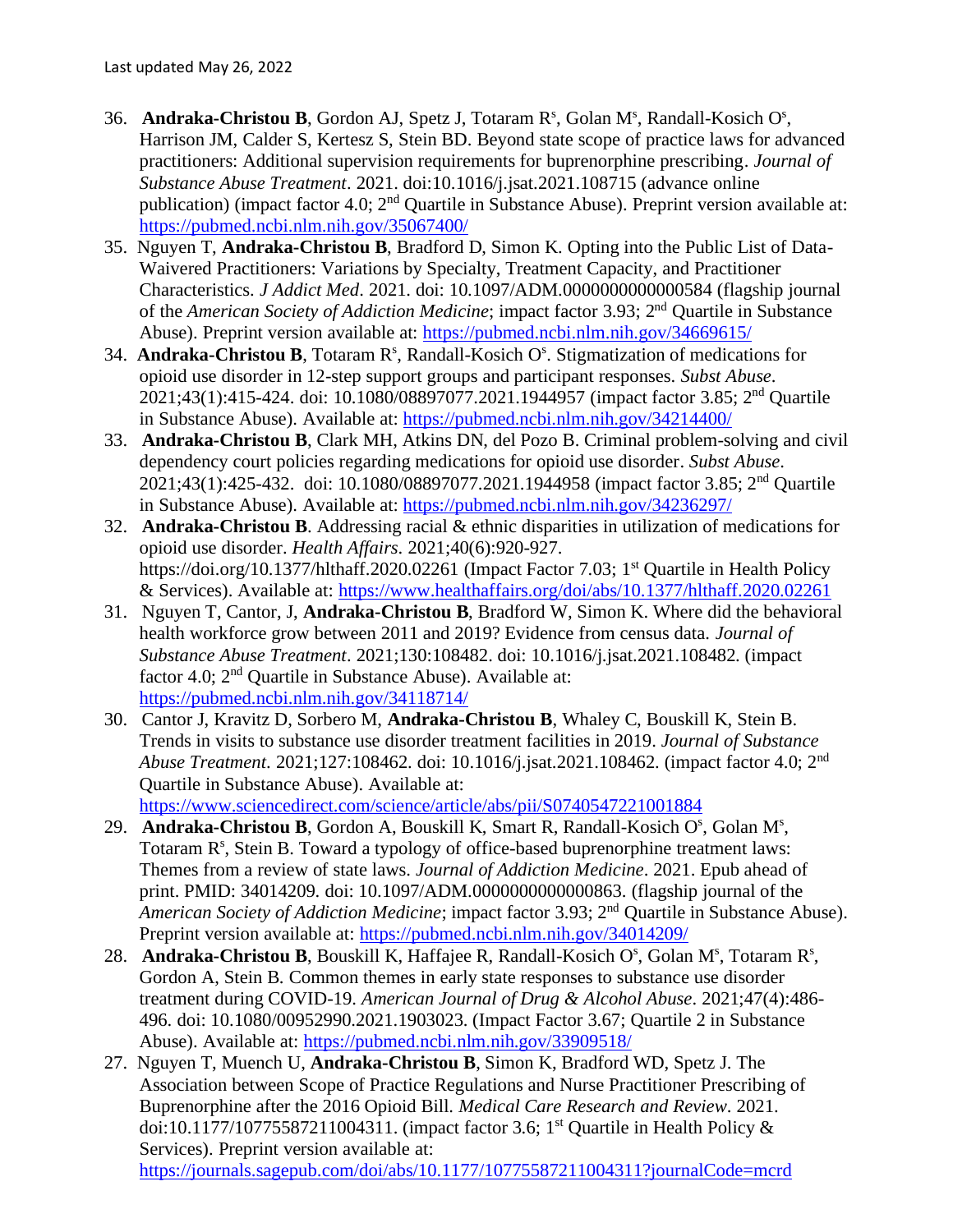36. **Andraka-Christou B**, Gordon AJ, Spetz J, Totaram R[s], Golan M[s], Randall-Kosich O[s], Harrison JM, Calder S, Kertesz S, Stein BD. Beyond state scope of practice laws for advanced practitioners: Additional supervision requirements for buprenorphine prescribing. *Journal of Substance Abuse Treatment*. 2021. doi:10.1016/j.jsat.2021.108715 (advance online publication) (impact factor 4.0; 2[nd] Quartile in Substance Abuse). Preprint version available at: https://pubmed.ncbi.nlm.nih.gov/35067400/
35. Nguyen T, **Andraka-Christou B**, Bradford D, Simon K. Opting into the Public List of Data-Waivered Practitioners: Variations by Specialty, Treatment Capacity, and Practitioner Characteristics. *J Addict Med*. 2021. doi: 10.1097/ADM.0000000000000584 (flagship journal of the *American Society of Addiction Medicine*; impact factor 3.93; 2[nd] Quartile in Substance Abuse). Preprint version available at: https://pubmed.ncbi.nlm.nih.gov/34669615/
34. **Andraka-Christou B**, Totaram R[s], Randall-Kosich O[s]. Stigmatization of medications for opioid use disorder in 12-step support groups and participant responses. *Subst Abuse*. 2021;43(1):415-424. doi: 10.1080/08897077.2021.1944957 (impact factor 3.85; 2[nd] Quartile in Substance Abuse). Available at: https://pubmed.ncbi.nlm.nih.gov/34214400/
33. **Andraka-Christou B**, Clark MH, Atkins DN, del Pozo B. Criminal problem-solving and civil dependency court policies regarding medications for opioid use disorder. *Subst Abuse*. 2021;43(1):425-432. doi: 10.1080/08897077.2021.1944958 (impact factor 3.85; 2[nd] Quartile in Substance Abuse). Available at: https://pubmed.ncbi.nlm.nih.gov/34236297/
32. **Andraka-Christou B**. Addressing racial & ethnic disparities in utilization of medications for opioid use disorder. *Health Affairs*. 2021;40(6):920-927. https://doi.org/10.1377/hlthaff.2020.02261 (Impact Factor 7.03; 1[st] Quartile in Health Policy & Services). Available at: https://www.healthaffairs.org/doi/abs/10.1377/hlthaff.2020.02261
31. Nguyen T, Cantor, J, **Andraka-Christou B**, Bradford W, Simon K. Where did the behavioral health workforce grow between 2011 and 2019? Evidence from census data. *Journal of Substance Abuse Treatment*. 2021;130:108482. doi: 10.1016/j.jsat.2021.108482. (impact factor 4.0; 2[nd] Quartile in Substance Abuse). Available at: https://pubmed.ncbi.nlm.nih.gov/34118714/
30. Cantor J, Kravitz D, Sorbero M, **Andraka-Christou B**, Whaley C, Bouskill K, Stein B. Trends in visits to substance use disorder treatment facilities in 2019. *Journal of Substance Abuse Treatment*. 2021;127:108462. doi: 10.1016/j.jsat.2021.108462. (impact factor 4.0; 2[nd] Quartile in Substance Abuse). Available at: https://www.sciencedirect.com/science/article/abs/pii/S0740547221001884
29. **Andraka-Christou B**, Gordon A, Bouskill K, Smart R, Randall-Kosich O[s], Golan M[s], Totaram R[s], Stein B. Toward a typology of office-based buprenorphine treatment laws: Themes from a review of state laws. *Journal of Addiction Medicine*. 2021. Epub ahead of print. PMID: 34014209. doi: 10.1097/ADM.0000000000000863. (flagship journal of the *American Society of Addiction Medicine*; impact factor 3.93; 2[nd] Quartile in Substance Abuse). Preprint version available at: https://pubmed.ncbi.nlm.nih.gov/34014209/
28. **Andraka-Christou B**, Bouskill K, Haffajee R, Randall-Kosich O[s], Golan M[s], Totaram R[s], Gordon A, Stein B. Common themes in early state responses to substance use disorder treatment during COVID-19. *American Journal of Drug & Alcohol Abuse*. 2021;47(4):486-496. doi: 10.1080/00952990.2021.1903023. (Impact Factor 3.67; Quartile 2 in Substance Abuse). Available at: https://pubmed.ncbi.nlm.nih.gov/33909518/
27. Nguyen T, Muench U, **Andraka-Christou B**, Simon K, Bradford WD, Spetz J. The Association between Scope of Practice Regulations and Nurse Practitioner Prescribing of Buprenorphine after the 2016 Opioid Bill. *Medical Care Research and Review*. 2021. doi:10.1177/10775587211004311. (impact factor 3.6; 1[st] Quartile in Health Policy & Services). Preprint version available at: https://journals.sagepub.com/doi/abs/10.1177/10775587211004311?journalCode=mcrd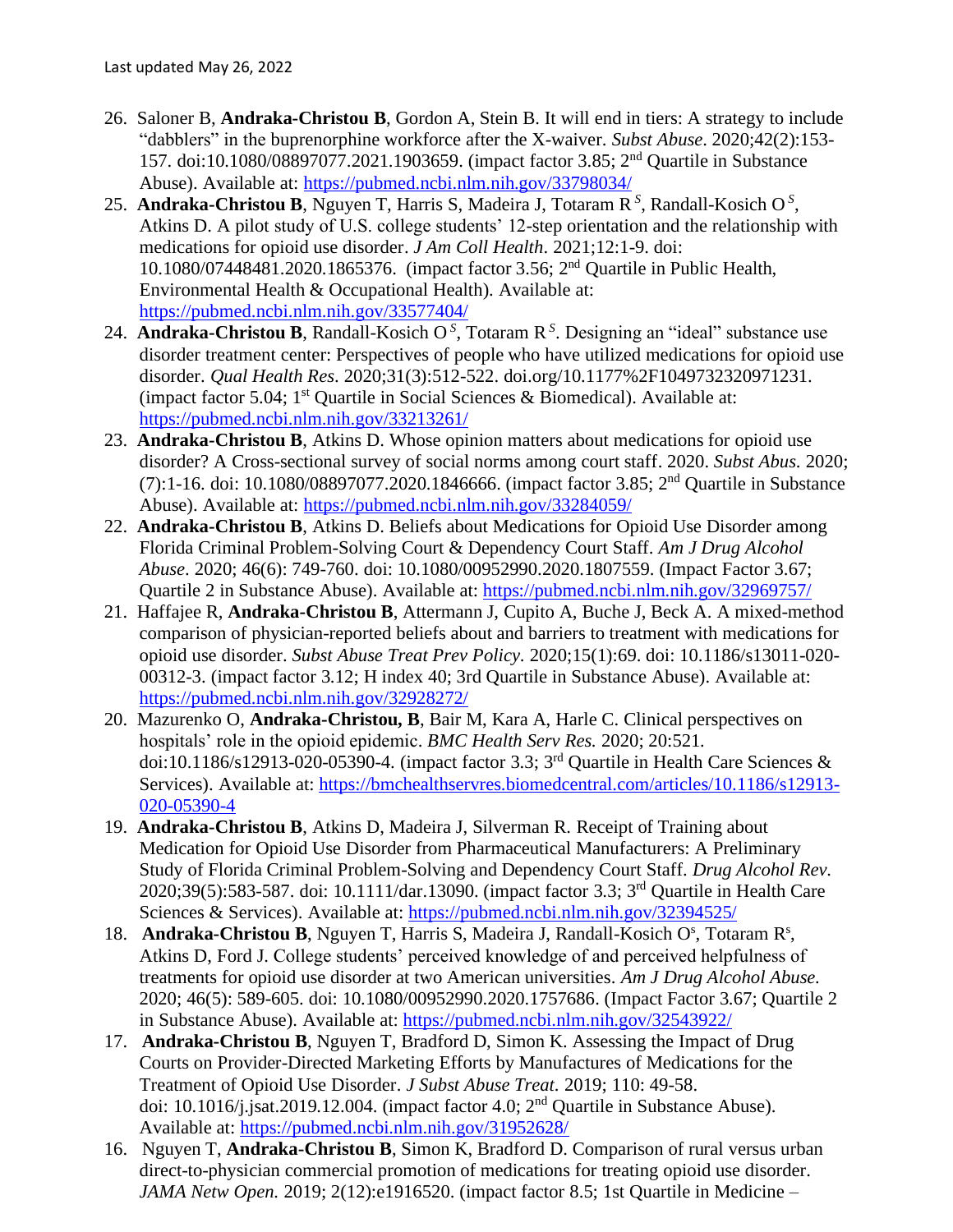26. Saloner B, **Andraka-Christou B**, Gordon A, Stein B. It will end in tiers: A strategy to include "dabblers" in the buprenorphine workforce after the X-waiver. *Subst Abuse*. 2020;42(2):153-157. doi:10.1080/08897077.2021.1903659. (impact factor 3.85; 2nd Quartile in Substance Abuse). Available at: https://pubmed.ncbi.nlm.nih.gov/33798034/
25. **Andraka-Christou B**, Nguyen T, Harris S, Madeira J, Totaram R [S], Randall-Kosich O [S], Atkins D. A pilot study of U.S. college students' 12-step orientation and the relationship with medications for opioid use disorder. *J Am Coll Health*. 2021;12:1-9. doi: 10.1080/07448481.2020.1865376. (impact factor 3.56; 2nd Quartile in Public Health, Environmental Health & Occupational Health). Available at: https://pubmed.ncbi.nlm.nih.gov/33577404/
24. **Andraka-Christou B**, Randall-Kosich O [S], Totaram R [S]. Designing an "ideal" substance use disorder treatment center: Perspectives of people who have utilized medications for opioid use disorder. *Qual Health Res*. 2020;31(3):512-522. doi.org/10.1177%2F1049732320971231. (impact factor 5.04; 1st Quartile in Social Sciences & Biomedical). Available at: https://pubmed.ncbi.nlm.nih.gov/33213261/
23. **Andraka-Christou B**, Atkins D. Whose opinion matters about medications for opioid use disorder? A Cross-sectional survey of social norms among court staff. 2020. *Subst Abus.* 2020; (7):1-16. doi: 10.1080/08897077.2020.1846666. (impact factor 3.85; 2nd Quartile in Substance Abuse). Available at: https://pubmed.ncbi.nlm.nih.gov/33284059/
22. **Andraka-Christou B**, Atkins D. Beliefs about Medications for Opioid Use Disorder among Florida Criminal Problem-Solving Court & Dependency Court Staff. *Am J Drug Alcohol Abuse*. 2020; 46(6): 749-760. doi: 10.1080/00952990.2020.1807559. (Impact Factor 3.67; Quartile 2 in Substance Abuse). Available at: https://pubmed.ncbi.nlm.nih.gov/32969757/
21. Haffajee R, **Andraka-Christou B**, Attermann J, Cupito A, Buche J, Beck A. A mixed-method comparison of physician-reported beliefs about and barriers to treatment with medications for opioid use disorder. *Subst Abuse Treat Prev Policy*. 2020;15(1):69. doi: 10.1186/s13011-020-00312-3. (impact factor 3.12; H index 40; 3rd Quartile in Substance Abuse). Available at: https://pubmed.ncbi.nlm.nih.gov/32928272/
20. Mazurenko O, **Andraka-Christou, B**, Bair M, Kara A, Harle C. Clinical perspectives on hospitals' role in the opioid epidemic. *BMC Health Serv Res.* 2020; 20:521. doi:10.1186/s12913-020-05390-4. (impact factor 3.3; 3rd Quartile in Health Care Sciences & Services). Available at: https://bmchealthservres.biomedcentral.com/articles/10.1186/s12913-020-05390-4
19. **Andraka-Christou B**, Atkins D, Madeira J, Silverman R. Receipt of Training about Medication for Opioid Use Disorder from Pharmaceutical Manufacturers: A Preliminary Study of Florida Criminal Problem-Solving and Dependency Court Staff. *Drug Alcohol Rev.* 2020;39(5):583-587. doi: 10.1111/dar.13090. (impact factor 3.3; 3rd Quartile in Health Care Sciences & Services). Available at: https://pubmed.ncbi.nlm.nih.gov/32394525/
18. **Andraka-Christou B**, Nguyen T, Harris S, Madeira J, Randall-Kosich O[s], Totaram R[s], Atkins D, Ford J. College students' perceived knowledge of and perceived helpfulness of treatments for opioid use disorder at two American universities. *Am J Drug Alcohol Abuse.* 2020; 46(5): 589-605. doi: 10.1080/00952990.2020.1757686. (Impact Factor 3.67; Quartile 2 in Substance Abuse). Available at: https://pubmed.ncbi.nlm.nih.gov/32543922/
17. **Andraka-Christou B**, Nguyen T, Bradford D, Simon K. Assessing the Impact of Drug Courts on Provider-Directed Marketing Efforts by Manufactures of Medications for the Treatment of Opioid Use Disorder. *J Subst Abuse Treat.* 2019; 110: 49-58. doi: 10.1016/j.jsat.2019.12.004. (impact factor 4.0; 2nd Quartile in Substance Abuse). Available at: https://pubmed.ncbi.nlm.nih.gov/31952628/
16. Nguyen T, **Andraka-Christou B**, Simon K, Bradford D. Comparison of rural versus urban direct-to-physician commercial promotion of medications for treating opioid use disorder. *JAMA Netw Open.* 2019; 2(12):e1916520. (impact factor 8.5; 1st Quartile in Medicine –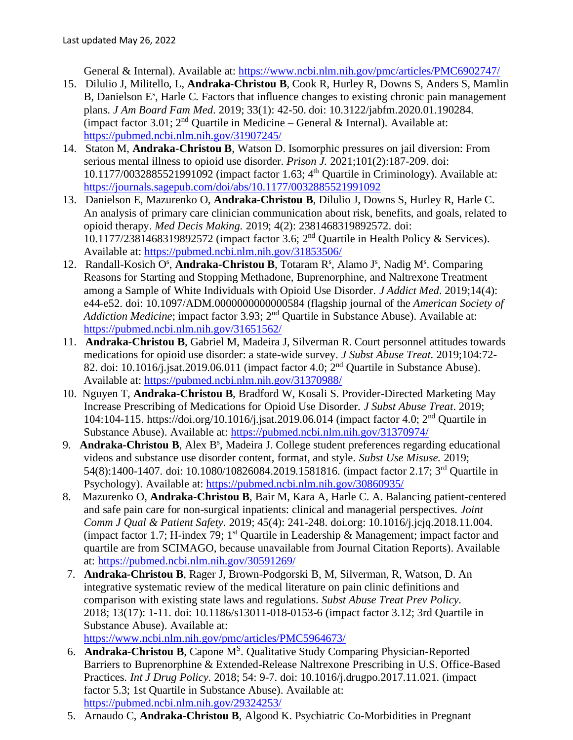General & Internal). Available at: https://www.ncbi.nlm.nih.gov/pmc/articles/PMC6902747/

15. Dilulio J, Militello, L, **Andraka-Christou B**, Cook R, Hurley R, Downs S, Anders S, Mamlin B, Danielson E[s], Harle C. Factors that influence changes to existing chronic pain management plans. *J Am Board Fam Med*. 2019; 33(1): 42-50. doi: 10.3122/jabfm.2020.01.190284. (impact factor 3.01; 2nd Quartile in Medicine – General & Internal). Available at: https://pubmed.ncbi.nlm.nih.gov/31907245/
14. Staton M, **Andraka-Christou B**, Watson D. Isomorphic pressures on jail diversion: From serious mental illness to opioid use disorder. *Prison J.* 2021;101(2):187-209. doi: 10.1177/0032885521991092 (impact factor 1.63; 4th Quartile in Criminology). Available at: https://journals.sagepub.com/doi/abs/10.1177/0032885521991092
13. Danielson E, Mazurenko O, **Andraka-Christou B**, Dilulio J, Downs S, Hurley R, Harle C. An analysis of primary care clinician communication about risk, benefits, and goals, related to opioid therapy. *Med Decis Making.* 2019; 4(2): 2381468319892572. doi: 10.1177/2381468319892572 (impact factor 3.6; 2nd Quartile in Health Policy & Services). Available at: https://pubmed.ncbi.nlm.nih.gov/31853506/
12. Randall-Kosich O[s], **Andraka-Christou B**, Totaram R[s], Alamo J[s], Nadig M[s]. Comparing Reasons for Starting and Stopping Methadone, Buprenorphine, and Naltrexone Treatment among a Sample of White Individuals with Opioid Use Disorder. *J Addict Med*. 2019;14(4): e44-e52. doi: 10.1097/ADM.0000000000000584 (flagship journal of the *American Society of Addiction Medicine*; impact factor 3.93; 2nd Quartile in Substance Abuse). Available at: https://pubmed.ncbi.nlm.nih.gov/31651562/
11. **Andraka-Christou B**, Gabriel M, Madeira J, Silverman R. Court personnel attitudes towards medications for opioid use disorder: a state-wide survey. *J Subst Abuse Treat.* 2019;104:72-82. doi: 10.1016/j.jsat.2019.06.011 (impact factor 4.0; 2nd Quartile in Substance Abuse). Available at: https://pubmed.ncbi.nlm.nih.gov/31370988/
10. Nguyen T, **Andraka-Christou B**, Bradford W, Kosali S. Provider-Directed Marketing May Increase Prescribing of Medications for Opioid Use Disorder. *J Subst Abuse Treat*. 2019; 104:104-115. https://doi.org/10.1016/j.jsat.2019.06.014 (impact factor 4.0; 2nd Quartile in Substance Abuse). Available at: https://pubmed.ncbi.nlm.nih.gov/31370974/
9. **Andraka-Christou B**, Alex B[s], Madeira J. College student preferences regarding educational videos and substance use disorder content, format, and style. *Subst Use Misuse.* 2019; 54(8):1400-1407. doi: 10.1080/10826084.2019.1581816. (impact factor 2.17; 3rd Quartile in Psychology). Available at: https://pubmed.ncbi.nlm.nih.gov/30860935/
8. Mazurenko O, **Andraka-Christou B**, Bair M, Kara A, Harle C. A. Balancing patient-centered and safe pain care for non-surgical inpatients: clinical and managerial perspectives. *Joint Comm J Qual & Patient Safety.* 2019; 45(4): 241-248. doi.org: 10.1016/j.jcjq.2018.11.004. (impact factor 1.7; H-index 79; 1st Quartile in Leadership & Management; impact factor and quartile are from SCIMAGO, because unavailable from Journal Citation Reports). Available at: https://pubmed.ncbi.nlm.nih.gov/30591269/
7. **Andraka-Christou B**, Rager J, Brown-Podgorski B, M, Silverman, R, Watson, D. An integrative systematic review of the medical literature on pain clinic definitions and comparison with existing state laws and regulations. *Subst Abuse Treat Prev Policy.* 2018; 13(17): 1-11. doi: 10.1186/s13011-018-0153-6 (impact factor 3.12; 3rd Quartile in Substance Abuse). Available at: https://www.ncbi.nlm.nih.gov/pmc/articles/PMC5964673/
6. **Andraka-Christou B**, Capone M[S]. Qualitative Study Comparing Physician-Reported Barriers to Buprenorphine & Extended-Release Naltrexone Prescribing in U.S. Office-Based Practices. *Int J Drug Policy.* 2018; 54: 9-7. doi: 10.1016/j.drugpo.2017.11.021. (impact factor 5.3; 1st Quartile in Substance Abuse). Available at: https://pubmed.ncbi.nlm.nih.gov/29324253/
5. Arnaudo C, **Andraka-Christou B**, Algood K. Psychiatric Co-Morbidities in Pregnant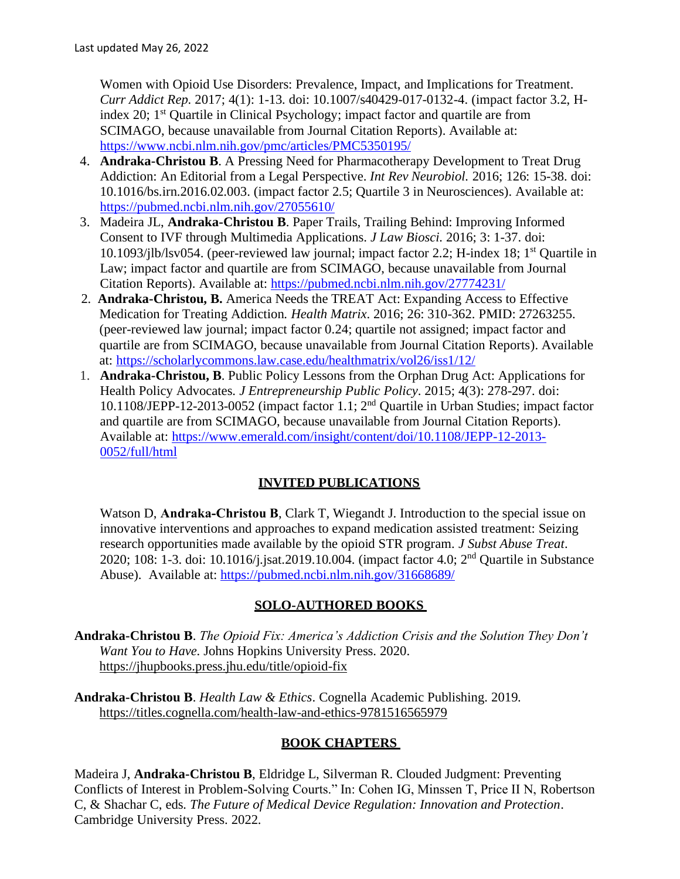Women with Opioid Use Disorders: Prevalence, Impact, and Implications for Treatment. *Curr Addict Rep.* 2017; 4(1): 1-13. doi: 10.1007/s40429-017-0132-4. (impact factor 3.2, H-index 20; 1st Quartile in Clinical Psychology; impact factor and quartile are from SCIMAGO, because unavailable from Journal Citation Reports). Available at: https://www.ncbi.nlm.nih.gov/pmc/articles/PMC5350195/

4. **Andraka-Christou B**. A Pressing Need for Pharmacotherapy Development to Treat Drug Addiction: An Editorial from a Legal Perspective. *Int Rev Neurobiol.* 2016; 126: 15-38. doi: 10.1016/bs.irn.2016.02.003. (impact factor 2.5; Quartile 3 in Neurosciences). Available at: https://pubmed.ncbi.nlm.nih.gov/27055610/
3. Madeira JL, **Andraka-Christou B**. Paper Trails, Trailing Behind: Improving Informed Consent to IVF through Multimedia Applications. *J Law Biosci.* 2016; 3: 1-37. doi: 10.1093/jlb/lsv054. (peer-reviewed law journal; impact factor 2.2; H-index 18; 1st Quartile in Law; impact factor and quartile are from SCIMAGO, because unavailable from Journal Citation Reports). Available at: https://pubmed.ncbi.nlm.nih.gov/27774231/
2. **Andraka-Christou, B.** America Needs the TREAT Act: Expanding Access to Effective Medication for Treating Addiction. *Health Matrix*. 2016; 26: 310-362. PMID: 27263255. (peer-reviewed law journal; impact factor 0.24; quartile not assigned; impact factor and quartile are from SCIMAGO, because unavailable from Journal Citation Reports). Available at: https://scholarlycommons.law.case.edu/healthmatrix/vol26/iss1/12/
1. **Andraka-Christou, B**. Public Policy Lessons from the Orphan Drug Act: Applications for Health Policy Advocates. *J Entrepreneurship Public Policy*. 2015; 4(3): 278-297. doi: 10.1108/JEPP-12-2013-0052 (impact factor 1.1; 2nd Quartile in Urban Studies; impact factor and quartile are from SCIMAGO, because unavailable from Journal Citation Reports). Available at: https://www.emerald.com/insight/content/doi/10.1108/JEPP-12-2013-0052/full/html

## INVITED PUBLICATIONS

Watson D, **Andraka-Christou B**, Clark T, Wiegandt J. Introduction to the special issue on innovative interventions and approaches to expand medication assisted treatment: Seizing research opportunities made available by the opioid STR program. *J Subst Abuse Treat*. 2020; 108: 1-3. doi: 10.1016/j.jsat.2019.10.004. (impact factor 4.0; 2nd Quartile in Substance Abuse). Available at: https://pubmed.ncbi.nlm.nih.gov/31668689/

## SOLO-AUTHORED BOOKS

**Andraka-Christou B**. *The Opioid Fix: America's Addiction Crisis and the Solution They Don't Want You to Have.* Johns Hopkins University Press. 2020. https://jhupbooks.press.jhu.edu/title/opioid-fix

**Andraka-Christou B**. *Health Law & Ethics*. Cognella Academic Publishing. 2019. https://titles.cognella.com/health-law-and-ethics-9781516565979

## BOOK CHAPTERS

Madeira J, **Andraka-Christou B**, Eldridge L, Silverman R. Clouded Judgment: Preventing Conflicts of Interest in Problem-Solving Courts." In: Cohen IG, Minssen T, Price II N, Robertson C, & Shachar C, eds. *The Future of Medical Device Regulation: Innovation and Protection*. Cambridge University Press. 2022.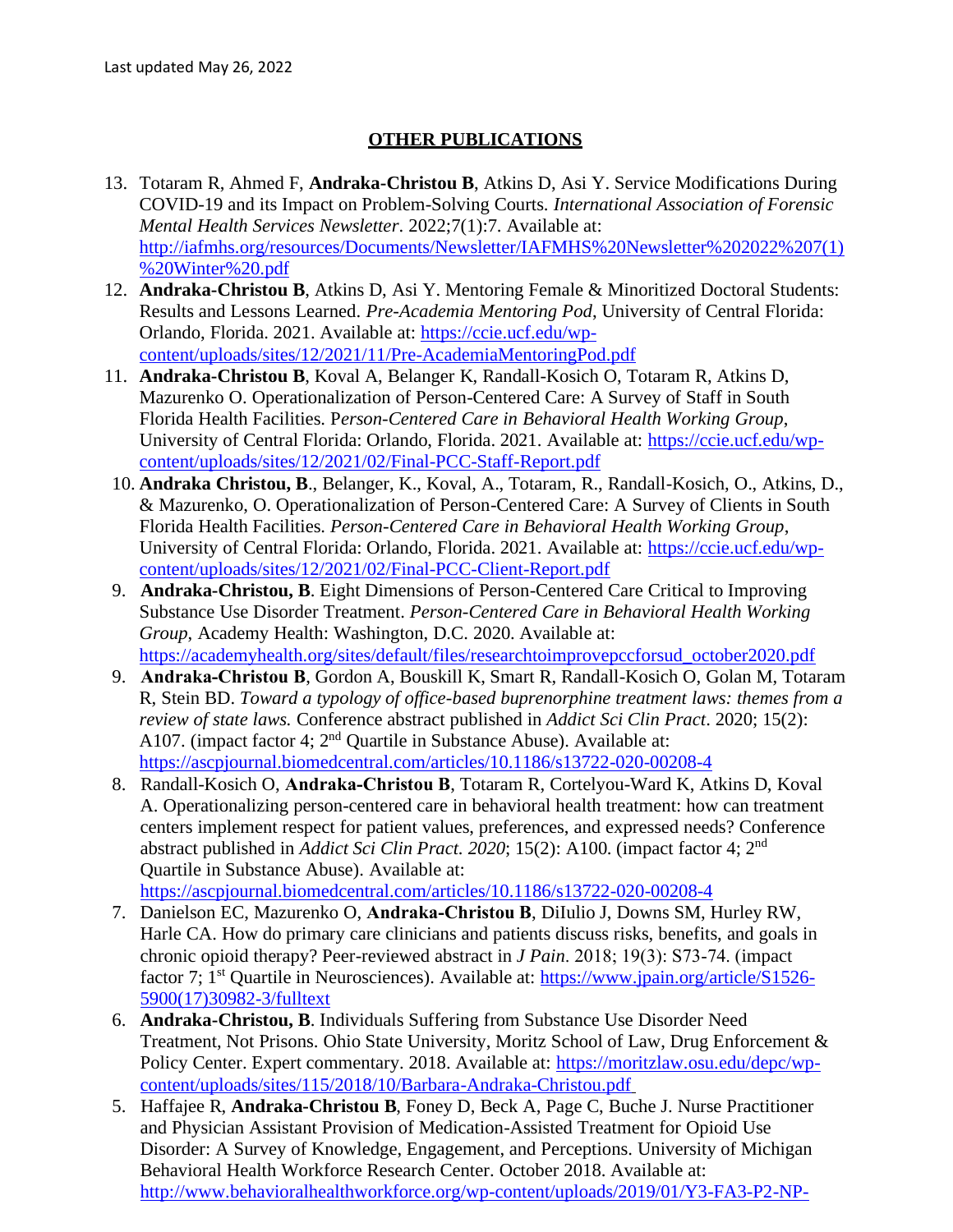## OTHER PUBLICATIONS

13. Totaram R, Ahmed F, **Andraka-Christou B**, Atkins D, Asi Y. Service Modifications During COVID-19 and its Impact on Problem-Solving Courts. *International Association of Forensic Mental Health Services Newsletter*. 2022;7(1):7. Available at: http://iafmhs.org/resources/Documents/Newsletter/IAFMHS%20Newsletter%202022%207(1)%20Winter%20.pdf
12. **Andraka-Christou B**, Atkins D, Asi Y. Mentoring Female & Minoritized Doctoral Students: Results and Lessons Learned. *Pre-Academia Mentoring Pod*, University of Central Florida: Orlando, Florida. 2021. Available at: https://ccie.ucf.edu/wp-content/uploads/sites/12/2021/11/Pre-AcademiaMentoringPod.pdf
11. **Andraka-Christou B**, Koval A, Belanger K, Randall-Kosich O, Totaram R, Atkins D, Mazurenko O. Operationalization of Person-Centered Care: A Survey of Staff in South Florida Health Facilities. *Person-Centered Care in Behavioral Health Working Group*, University of Central Florida: Orlando, Florida. 2021. Available at: https://ccie.ucf.edu/wp-content/uploads/sites/12/2021/02/Final-PCC-Staff-Report.pdf
10. **Andraka Christou, B**., Belanger, K., Koval, A., Totaram, R., Randall-Kosich, O., Atkins, D., & Mazurenko, O. Operationalization of Person-Centered Care: A Survey of Clients in South Florida Health Facilities. *Person-Centered Care in Behavioral Health Working Group*, University of Central Florida: Orlando, Florida. 2021. Available at: https://ccie.ucf.edu/wp-content/uploads/sites/12/2021/02/Final-PCC-Client-Report.pdf
9. **Andraka-Christou, B**. Eight Dimensions of Person-Centered Care Critical to Improving Substance Use Disorder Treatment. *Person-Centered Care in Behavioral Health Working Group*, Academy Health: Washington, D.C. 2020. Available at: https://academyhealth.org/sites/default/files/researchtoimprovepccforsud_october2020.pdf
9. **Andraka-Christou B**, Gordon A, Bouskill K, Smart R, Randall-Kosich O, Golan M, Totaram R, Stein BD. *Toward a typology of office-based buprenorphine treatment laws: themes from a review of state laws.* Conference abstract published in *Addict Sci Clin Pract*. 2020; 15(2): A107. (impact factor 4; 2nd Quartile in Substance Abuse). Available at: https://ascpjournal.biomedcentral.com/articles/10.1186/s13722-020-00208-4
8. Randall-Kosich O, **Andraka-Christou B**, Totaram R, Cortelyou-Ward K, Atkins D, Koval A. Operationalizing person-centered care in behavioral health treatment: how can treatment centers implement respect for patient values, preferences, and expressed needs? Conference abstract published in *Addict Sci Clin Pract. 2020*; 15(2): A100. (impact factor 4; 2nd Quartile in Substance Abuse). Available at: https://ascpjournal.biomedcentral.com/articles/10.1186/s13722-020-00208-4
7. Danielson EC, Mazurenko O, **Andraka-Christou B**, DiIulio J, Downs SM, Hurley RW, Harle CA. How do primary care clinicians and patients discuss risks, benefits, and goals in chronic opioid therapy? Peer-reviewed abstract in *J Pain*. 2018; 19(3): S73-74. (impact factor 7; 1st Quartile in Neurosciences). Available at: https://www.jpain.org/article/S1526-5900(17)30982-3/fulltext
6. **Andraka-Christou, B**. Individuals Suffering from Substance Use Disorder Need Treatment, Not Prisons. Ohio State University, Moritz School of Law, Drug Enforcement & Policy Center. Expert commentary. 2018. Available at: https://moritzlaw.osu.edu/depc/wp-content/uploads/sites/115/2018/10/Barbara-Andraka-Christou.pdf
5. Haffajee R, **Andraka-Christou B**, Foney D, Beck A, Page C, Buche J. Nurse Practitioner and Physician Assistant Provision of Medication-Assisted Treatment for Opioid Use Disorder: A Survey of Knowledge, Engagement, and Perceptions. University of Michigan Behavioral Health Workforce Research Center. October 2018. Available at: http://www.behavioralhealthworkforce.org/wp-content/uploads/2019/01/Y3-FA3-P2-NP-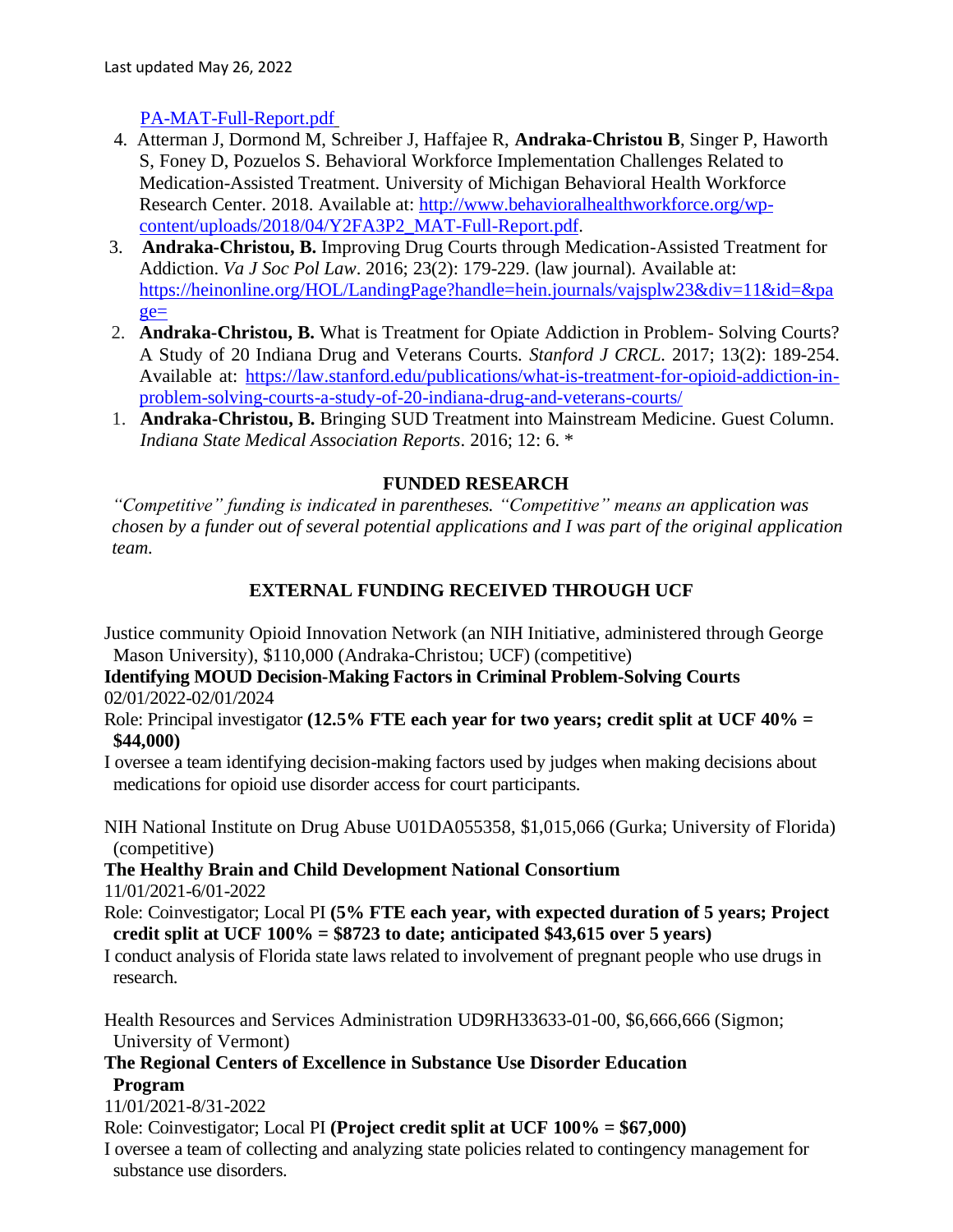PA-MAT-Full-Report.pdf

4. Atterman J, Dormond M, Schreiber J, Haffajee R, **Andraka-Christou B**, Singer P, Haworth S, Foney D, Pozuelos S. Behavioral Workforce Implementation Challenges Related to Medication-Assisted Treatment. University of Michigan Behavioral Health Workforce Research Center. 2018. Available at: [http://www.behavioralhealthworkforce.org/wp-content/uploads/2018/04/Y2FA3P2_MAT-Full-Report.pdf](http://www.behavioralhealthworkforce.org/wp-content/uploads/2018/04/Y2FA3P2_MAT-Full-Report.pdf).
3. **Andraka-Christou, B.** Improving Drug Courts through Medication-Assisted Treatment for Addiction. *Va J Soc Pol Law*. 2016; 23(2): 179-229. (law journal). Available at: [https://heinonline.org/HOL/LandingPage?handle=hein.journals/vajsplw23&div=11&id=&page=](https://heinonline.org/HOL/LandingPage?handle=hein.journals/vajsplw23&div=11&id=&page=)
2. **Andraka-Christou, B.** What is Treatment for Opiate Addiction in Problem- Solving Courts? A Study of 20 Indiana Drug and Veterans Courts. *Stanford J CRCL*. 2017; 13(2): 189-254. Available at: [https://law.stanford.edu/publications/what-is-treatment-for-opioid-addiction-in-problem-solving-courts-a-study-of-20-indiana-drug-and-veterans-courts/](https://law.stanford.edu/publications/what-is-treatment-for-opioid-addiction-in-problem-solving-courts-a-study-of-20-indiana-drug-and-veterans-courts/)
1. **Andraka-Christou, B.** Bringing SUD Treatment into Mainstream Medicine. Guest Column. *Indiana State Medical Association Reports*. 2016; 12: 6. *

## FUNDED RESEARCH

*"Competitive" funding is indicated in parentheses. "Competitive" means an application was chosen by a funder out of several potential applications and I was part of the original application team.*

### EXTERNAL FUNDING RECEIVED THROUGH UCF

Justice community Opioid Innovation Network (an NIH Initiative, administered through George Mason University), $110,000 (Andraka-Christou; UCF) (competitive)
**Identifying MOUD Decision-Making Factors in Criminal Problem-Solving Courts**
02/01/2022-02/01/2024
Role: Principal investigator **(12.5% FTE each year for two years; credit split at UCF 40% = $44,000)**
I oversee a team identifying decision-making factors used by judges when making decisions about medications for opioid use disorder access for court participants.

NIH National Institute on Drug Abuse U01DA055358, $1,015,066 (Gurka; University of Florida) (competitive)
**The Healthy Brain and Child Development National Consortium**
11/01/2021-6/01-2022
Role: Coinvestigator; Local PI **(5% FTE each year, with expected duration of 5 years; Project credit split at UCF 100% = $8723 to date; anticipated $43,615 over 5 years)**
I conduct analysis of Florida state laws related to involvement of pregnant people who use drugs in research.

Health Resources and Services Administration UD9RH33633-01-00, $6,666,666 (Sigmon; University of Vermont)
**The Regional Centers of Excellence in Substance Use Disorder Education Program**
11/01/2021-8/31-2022
Role: Coinvestigator; Local PI **(Project credit split at UCF 100% = $67,000)**
I oversee a team of collecting and analyzing state policies related to contingency management for substance use disorders.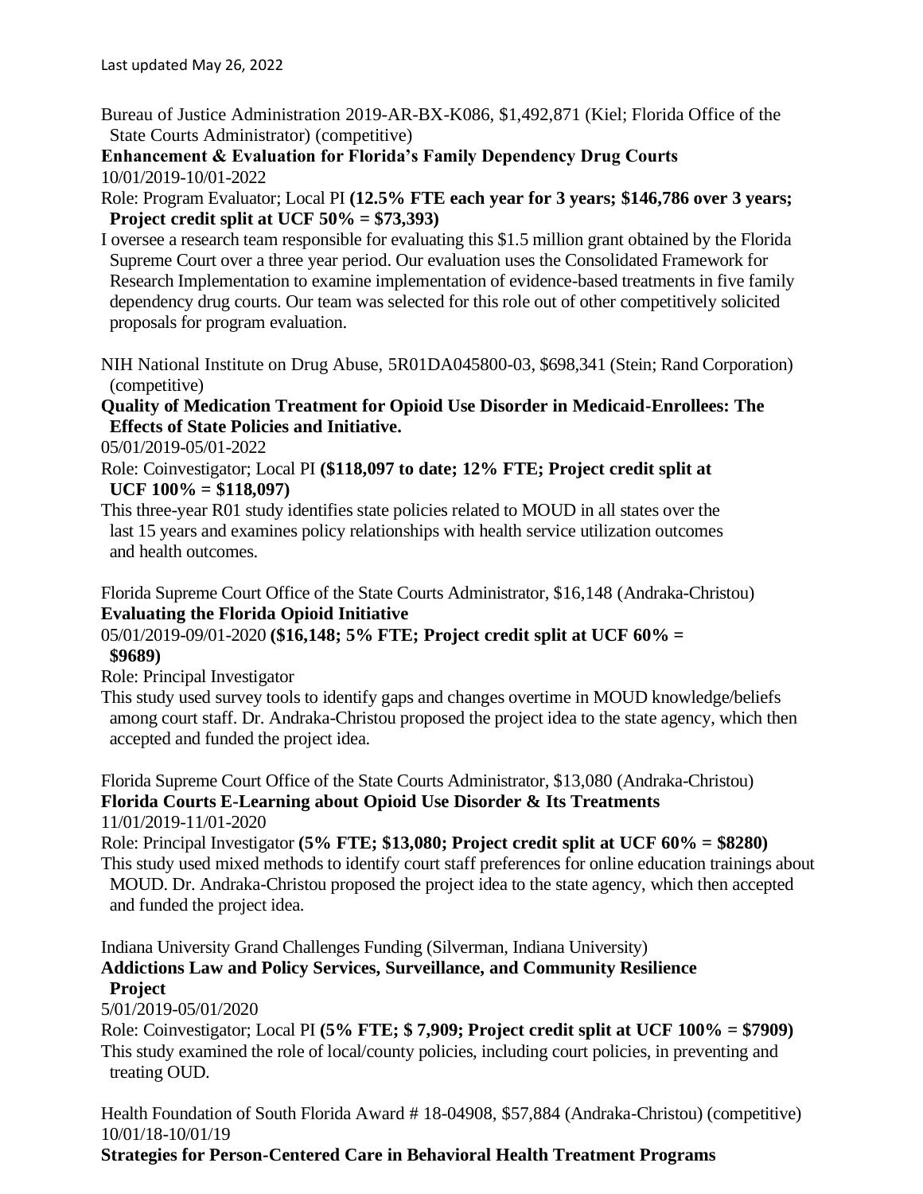Last updated May 26, 2022

Bureau of Justice Administration 2019-AR-BX-K086, $1,492,871 (Kiel; Florida Office of the State Courts Administrator) (competitive)
**Enhancement & Evaluation for Florida's Family Dependency Drug Courts**
10/01/2019-10/01-2022
Role: Program Evaluator; Local PI **(12.5% FTE each year for 3 years; $146,786 over 3 years; Project credit split at UCF 50% = $73,393)**
I oversee a research team responsible for evaluating this $1.5 million grant obtained by the Florida Supreme Court over a three year period. Our evaluation uses the Consolidated Framework for Research Implementation to examine implementation of evidence-based treatments in five family dependency drug courts. Our team was selected for this role out of other competitively solicited proposals for program evaluation.

NIH National Institute on Drug Abuse, 5R01DA045800-03, $698,341 (Stein; Rand Corporation) (competitive)
**Quality of Medication Treatment for Opioid Use Disorder in Medicaid-Enrollees: The Effects of State Policies and Initiative.**
05/01/2019-05/01-2022
Role: Coinvestigator; Local PI **($118,097 to date; 12% FTE; Project credit split at UCF 100% = $118,097)**
This three-year R01 study identifies state policies related to MOUD in all states over the last 15 years and examines policy relationships with health service utilization outcomes and health outcomes.

Florida Supreme Court Office of the State Courts Administrator, $16,148 (Andraka-Christou)
**Evaluating the Florida Opioid Initiative**
05/01/2019-09/01-2020 **($16,148; 5% FTE; Project credit split at UCF 60% = $9689)**
Role: Principal Investigator
This study used survey tools to identify gaps and changes overtime in MOUD knowledge/beliefs among court staff. Dr. Andraka-Christou proposed the project idea to the state agency, which then accepted and funded the project idea.

Florida Supreme Court Office of the State Courts Administrator, $13,080 (Andraka-Christou)
**Florida Courts E-Learning about Opioid Use Disorder & Its Treatments**
11/01/2019-11/01-2020
Role: Principal Investigator **(5% FTE; $13,080; Project credit split at UCF 60% = $8280)**
This study used mixed methods to identify court staff preferences for online education trainings about MOUD. Dr. Andraka-Christou proposed the project idea to the state agency, which then accepted and funded the project idea.

Indiana University Grand Challenges Funding (Silverman, Indiana University)
**Addictions Law and Policy Services, Surveillance, and Community Resilience Project**
5/01/2019-05/01/2020
Role: Coinvestigator; Local PI **(5% FTE; $ 7,909; Project credit split at UCF 100% = $7909)**
This study examined the role of local/county policies, including court policies, in preventing and treating OUD.

Health Foundation of South Florida Award # 18-04908, $57,884 (Andraka-Christou) (competitive)
10/01/18-10/01/19
**Strategies for Person-Centered Care in Behavioral Health Treatment Programs**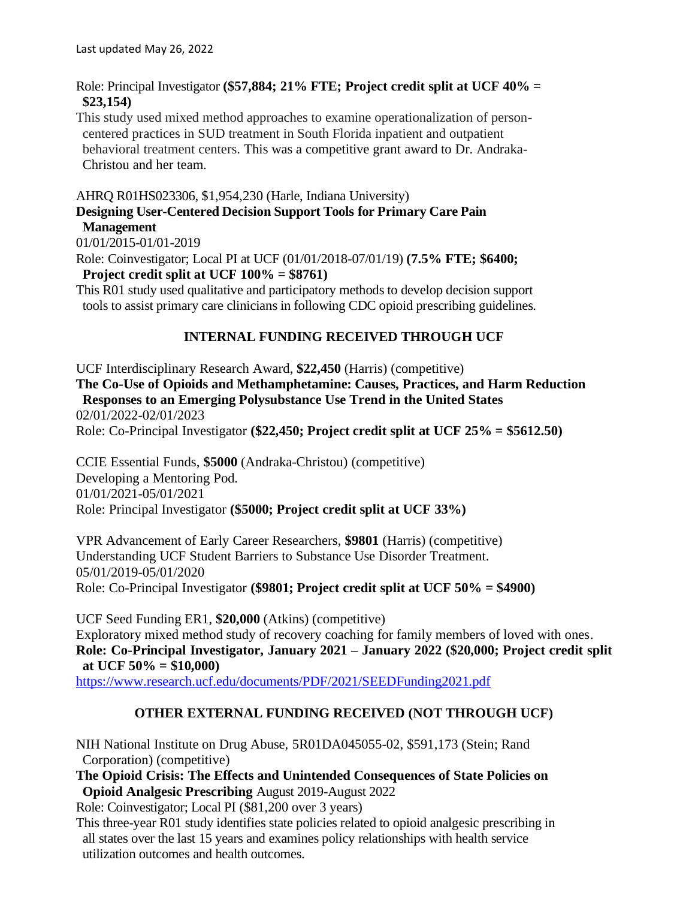Role: Principal Investigator **($57,884; 21% FTE; Project credit split at UCF 40% = $23,154)**

This study used mixed method approaches to examine operationalization of person-centered practices in SUD treatment in South Florida inpatient and outpatient behavioral treatment centers. This was a competitive grant award to Dr. Andraka-Christou and her team.

AHRQ R01HS023306, $1,954,230 (Harle, Indiana University)
**Designing User-Centered Decision Support Tools for Primary Care Pain Management**
01/01/2015-01/01-2019
Role: Coinvestigator; Local PI at UCF (01/01/2018-07/01/19) **(7.5% FTE; $6400; Project credit split at UCF 100% = $8761)**
This R01 study used qualitative and participatory methods to develop decision support tools to assist primary care clinicians in following CDC opioid prescribing guidelines.

## INTERNAL FUNDING RECEIVED THROUGH UCF

UCF Interdisciplinary Research Award, **$22,450** (Harris) (competitive)
**The Co-Use of Opioids and Methamphetamine: Causes, Practices, and Harm Reduction Responses to an Emerging Polysubstance Use Trend in the United States**
02/01/2022-02/01/2023
Role: Co-Principal Investigator **($22,450; Project credit split at UCF 25% = $5612.50)**

CCIE Essential Funds, **$5000** (Andraka-Christou) (competitive)
Developing a Mentoring Pod.
01/01/2021-05/01/2021
Role: Principal Investigator **($5000; Project credit split at UCF 33%)**

VPR Advancement of Early Career Researchers, **$9801** (Harris) (competitive)
Understanding UCF Student Barriers to Substance Use Disorder Treatment.
05/01/2019-05/01/2020
Role: Co-Principal Investigator **($9801; Project credit split at UCF 50% = $4900)**

UCF Seed Funding ER1, **$20,000** (Atkins) (competitive)
Exploratory mixed method study of recovery coaching for family members of loved with ones.
**Role: Co-Principal Investigator, January 2021 – January 2022 ($20,000; Project credit split at UCF 50% = $10,000)**
https://www.research.ucf.edu/documents/PDF/2021/SEEDFunding2021.pdf

## OTHER EXTERNAL FUNDING RECEIVED (NOT THROUGH UCF)

NIH National Institute on Drug Abuse, 5R01DA045055-02, $591,173 (Stein; Rand Corporation) (competitive)
**The Opioid Crisis: The Effects and Unintended Consequences of State Policies on Opioid Analgesic Prescribing** August 2019-August 2022
Role: Coinvestigator; Local PI ($81,200 over 3 years)
This three-year R01 study identifies state policies related to opioid analgesic prescribing in all states over the last 15 years and examines policy relationships with health service utilization outcomes and health outcomes.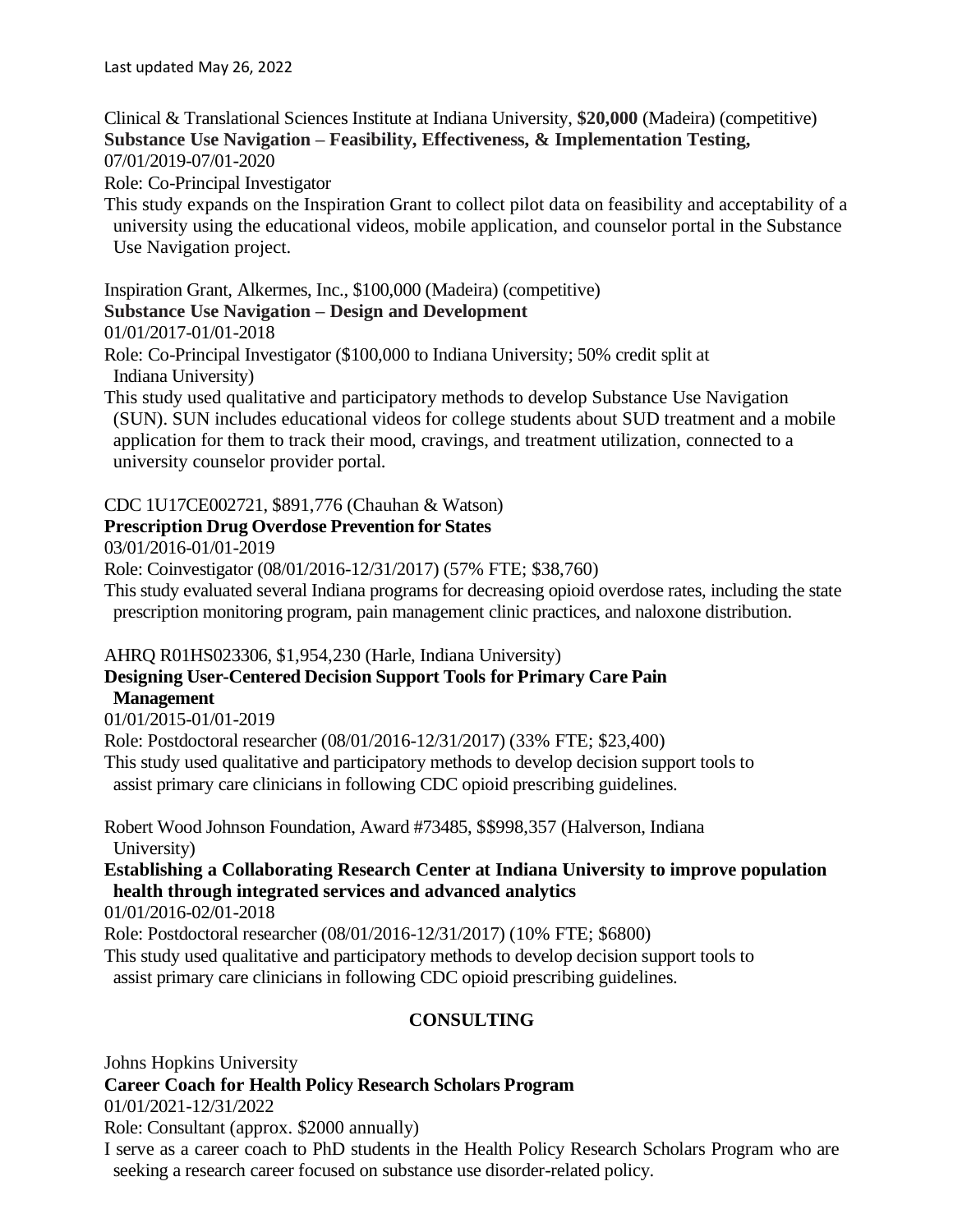Last updated May 26, 2022

Clinical & Translational Sciences Institute at Indiana University, **$20,000** (Madeira) (competitive)
**Substance Use Navigation – Feasibility, Effectiveness, & Implementation Testing,**
07/01/2019-07/01-2020
Role: Co-Principal Investigator
This study expands on the Inspiration Grant to collect pilot data on feasibility and acceptability of a university using the educational videos, mobile application, and counselor portal in the Substance Use Navigation project.

Inspiration Grant, Alkermes, Inc., $100,000 (Madeira) (competitive)
**Substance Use Navigation – Design and Development**
01/01/2017-01/01-2018
Role: Co-Principal Investigator ($100,000 to Indiana University; 50% credit split at Indiana University)
This study used qualitative and participatory methods to develop Substance Use Navigation (SUN). SUN includes educational videos for college students about SUD treatment and a mobile application for them to track their mood, cravings, and treatment utilization, connected to a university counselor provider portal.

CDC 1U17CE002721, $891,776 (Chauhan & Watson)
**Prescription Drug Overdose Prevention for States**
03/01/2016-01/01-2019
Role: Coinvestigator (08/01/2016-12/31/2017) (57% FTE; $38,760)
This study evaluated several Indiana programs for decreasing opioid overdose rates, including the state prescription monitoring program, pain management clinic practices, and naloxone distribution.

AHRQ R01HS023306, $1,954,230 (Harle, Indiana University)
**Designing User-Centered Decision Support Tools for Primary Care Pain Management**
01/01/2015-01/01-2019
Role: Postdoctoral researcher (08/01/2016-12/31/2017) (33% FTE; $23,400)
This study used qualitative and participatory methods to develop decision support tools to assist primary care clinicians in following CDC opioid prescribing guidelines.

Robert Wood Johnson Foundation, Award #73485, $$998,357 (Halverson, Indiana University)
**Establishing a Collaborating Research Center at Indiana University to improve population health through integrated services and advanced analytics**
01/01/2016-02/01-2018
Role: Postdoctoral researcher (08/01/2016-12/31/2017) (10% FTE; $6800)
This study used qualitative and participatory methods to develop decision support tools to assist primary care clinicians in following CDC opioid prescribing guidelines.

## CONSULTING

Johns Hopkins University
**Career Coach for Health Policy Research Scholars Program**
01/01/2021-12/31/2022
Role: Consultant (approx. $2000 annually)
I serve as a career coach to PhD students in the Health Policy Research Scholars Program who are seeking a research career focused on substance use disorder-related policy.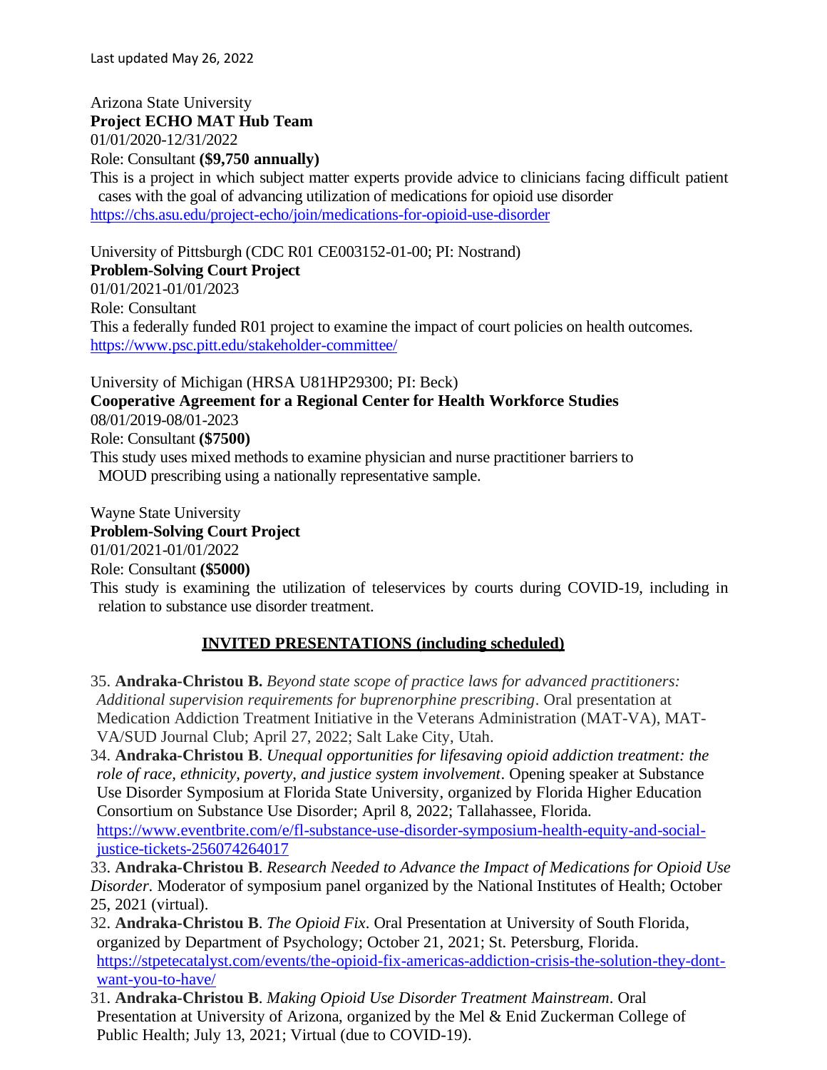Last updated May 26, 2022

Arizona State University
**Project ECHO MAT Hub Team**
01/01/2020-12/31/2022
Role: Consultant **($9,750 annually)**
This is a project in which subject matter experts provide advice to clinicians facing difficult patient cases with the goal of advancing utilization of medications for opioid use disorder
https://chs.asu.edu/project-echo/join/medications-for-opioid-use-disorder

University of Pittsburgh (CDC R01 CE003152-01-00; PI: Nostrand)
**Problem-Solving Court Project**
01/01/2021-01/01/2023
Role: Consultant
This a federally funded R01 project to examine the impact of court policies on health outcomes.
https://www.psc.pitt.edu/stakeholder-committee/

University of Michigan (HRSA U81HP29300; PI: Beck)
**Cooperative Agreement for a Regional Center for Health Workforce Studies**
08/01/2019-08/01-2023
Role: Consultant **($7500)**
This study uses mixed methods to examine physician and nurse practitioner barriers to MOUD prescribing using a nationally representative sample.

Wayne State University
**Problem-Solving Court Project**
01/01/2021-01/01/2022
Role: Consultant **($5000)**
This study is examining the utilization of teleservices by courts during COVID-19, including in relation to substance use disorder treatment.

## INVITED PRESENTATIONS (including scheduled)

35. **Andraka-Christou B.** *Beyond state scope of practice laws for advanced practitioners: Additional supervision requirements for buprenorphine prescribing*. Oral presentation at Medication Addiction Treatment Initiative in the Veterans Administration (MAT-VA), MAT-VA/SUD Journal Club; April 27, 2022; Salt Lake City, Utah.
34. **Andraka-Christou B**. *Unequal opportunities for lifesaving opioid addiction treatment: the role of race, ethnicity, poverty, and justice system involvement*. Opening speaker at Substance Use Disorder Symposium at Florida State University, organized by Florida Higher Education Consortium on Substance Use Disorder; April 8, 2022; Tallahassee, Florida. https://www.eventbrite.com/e/fl-substance-use-disorder-symposium-health-equity-and-social-justice-tickets-256074264017
33. **Andraka-Christou B**. *Research Needed to Advance the Impact of Medications for Opioid Use Disorder*. Moderator of symposium panel organized by the National Institutes of Health; October 25, 2021 (virtual).
32. **Andraka-Christou B**. *The Opioid Fix*. Oral Presentation at University of South Florida, organized by Department of Psychology; October 21, 2021; St. Petersburg, Florida. https://stpetecatalyst.com/events/the-opioid-fix-americas-addiction-crisis-the-solution-they-dont-want-you-to-have/
31. **Andraka-Christou B**. *Making Opioid Use Disorder Treatment Mainstream*. Oral Presentation at University of Arizona, organized by the Mel & Enid Zuckerman College of Public Health; July 13, 2021; Virtual (due to COVID-19).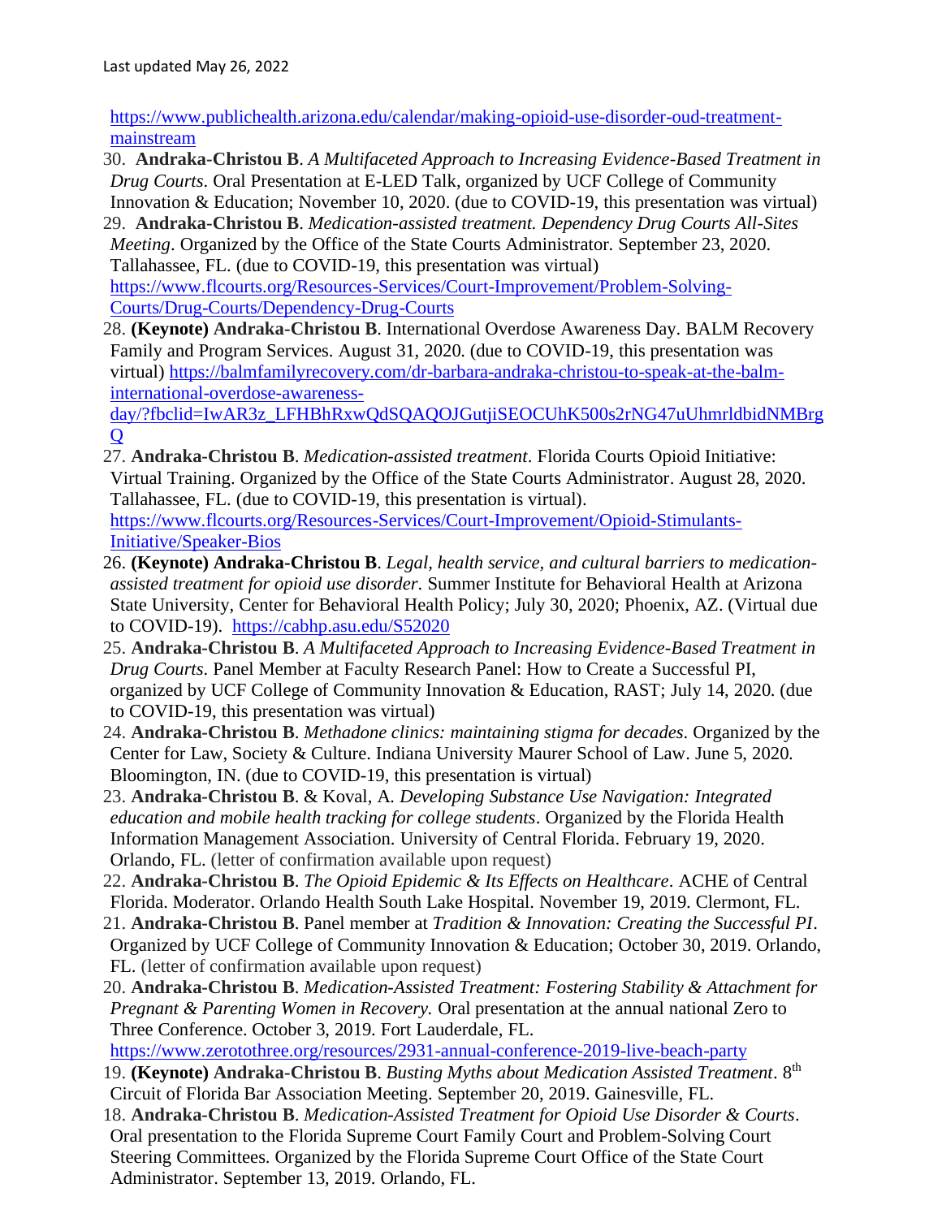https://www.publichealth.arizona.edu/calendar/making-opioid-use-disorder-oud-treatment-mainstream

30. **Andraka-Christou B**. *A Multifaceted Approach to Increasing Evidence-Based Treatment in Drug Courts*. Oral Presentation at E-LED Talk, organized by UCF College of Community Innovation & Education; November 10, 2020. (due to COVID-19, this presentation was virtual)
29. **Andraka-Christou B**. *Medication-assisted treatment. Dependency Drug Courts All-Sites Meeting*. Organized by the Office of the State Courts Administrator. September 23, 2020. Tallahassee, FL. (due to COVID-19, this presentation was virtual) https://www.flcourts.org/Resources-Services/Court-Improvement/Problem-Solving-Courts/Drug-Courts/Dependency-Drug-Courts
28. **(Keynote) Andraka-Christou B**. International Overdose Awareness Day. BALM Recovery Family and Program Services. August 31, 2020. (due to COVID-19, this presentation was virtual) https://balmfamilyrecovery.com/dr-barbara-andraka-christou-to-speak-at-the-balm-international-overdose-awareness-day/?fbclid=IwAR3z_LFHBhRxwQdSQAQOJGutjiSEOCUhK500s2rNG47uUhmrldbidNMBrgQ
27. **Andraka-Christou B**. *Medication-assisted treatment*. Florida Courts Opioid Initiative: Virtual Training. Organized by the Office of the State Courts Administrator. August 28, 2020. Tallahassee, FL. (due to COVID-19, this presentation is virtual). https://www.flcourts.org/Resources-Services/Court-Improvement/Opioid-Stimulants-Initiative/Speaker-Bios
26. **(Keynote) Andraka-Christou B**. *Legal, health service, and cultural barriers to medication-assisted treatment for opioid use disorder*. Summer Institute for Behavioral Health at Arizona State University, Center for Behavioral Health Policy; July 30, 2020; Phoenix, AZ. (Virtual due to COVID-19). https://cabhp.asu.edu/S52020
25. **Andraka-Christou B**. *A Multifaceted Approach to Increasing Evidence-Based Treatment in Drug Courts*. Panel Member at Faculty Research Panel: How to Create a Successful PI, organized by UCF College of Community Innovation & Education, RAST; July 14, 2020. (due to COVID-19, this presentation was virtual)
24. **Andraka-Christou B**. *Methadone clinics: maintaining stigma for decades*. Organized by the Center for Law, Society & Culture. Indiana University Maurer School of Law. June 5, 2020. Bloomington, IN. (due to COVID-19, this presentation is virtual)
23. **Andraka-Christou B**. & Koval, A. *Developing Substance Use Navigation: Integrated education and mobile health tracking for college students*. Organized by the Florida Health Information Management Association. University of Central Florida. February 19, 2020. Orlando, FL. (letter of confirmation available upon request)
22. **Andraka-Christou B**. *The Opioid Epidemic & Its Effects on Healthcare*. ACHE of Central Florida. Moderator. Orlando Health South Lake Hospital. November 19, 2019. Clermont, FL.
21. **Andraka-Christou B**. Panel member at *Tradition & Innovation: Creating the Successful PI*. Organized by UCF College of Community Innovation & Education; October 30, 2019. Orlando, FL. (letter of confirmation available upon request)
20. **Andraka-Christou B**. *Medication-Assisted Treatment: Fostering Stability & Attachment for Pregnant & Parenting Women in Recovery.* Oral presentation at the annual national Zero to Three Conference. October 3, 2019. Fort Lauderdale, FL. https://www.zerotothree.org/resources/2931-annual-conference-2019-live-beach-party
19. **(Keynote) Andraka-Christou B**. *Busting Myths about Medication Assisted Treatment*. 8th Circuit of Florida Bar Association Meeting. September 20, 2019. Gainesville, FL.
18. **Andraka-Christou B**. *Medication-Assisted Treatment for Opioid Use Disorder & Courts*. Oral presentation to the Florida Supreme Court Family Court and Problem-Solving Court Steering Committees. Organized by the Florida Supreme Court Office of the State Court Administrator. September 13, 2019. Orlando, FL.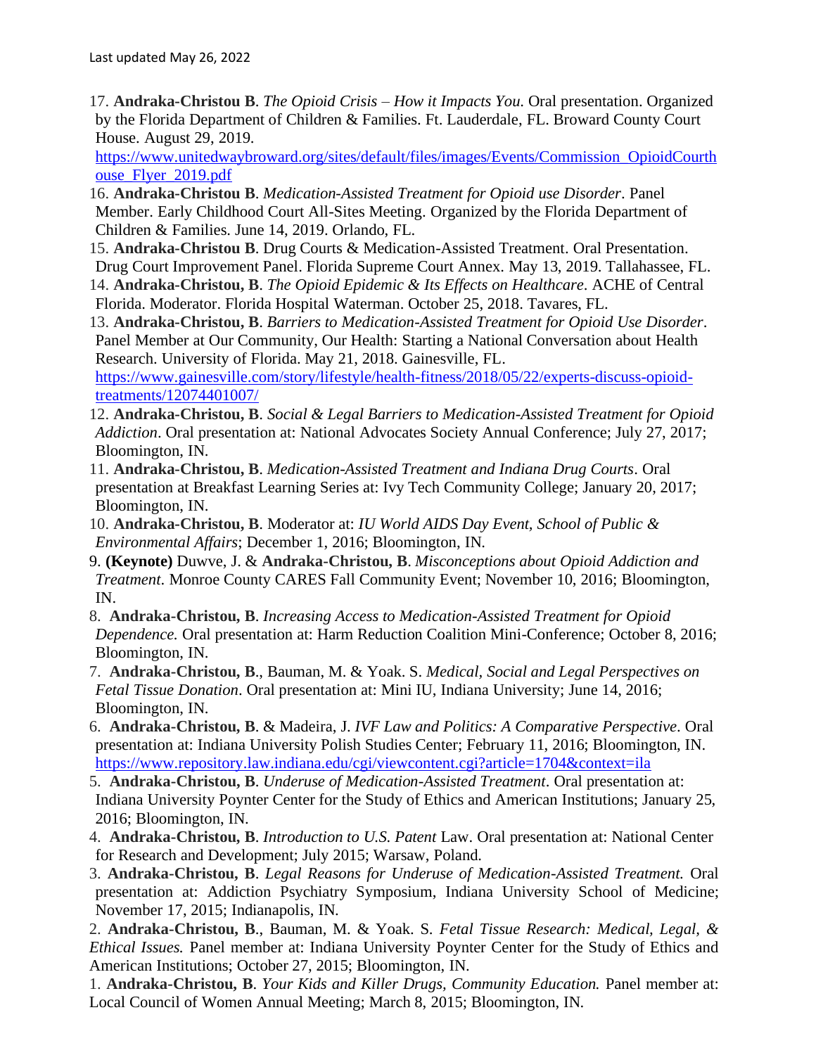Last updated May 26, 2022

17. **Andraka-Christou B**. *The Opioid Crisis – How it Impacts You.* Oral presentation. Organized by the Florida Department of Children & Families. Ft. Lauderdale, FL. Broward County Court House. August 29, 2019. https://www.unitedwaybroward.org/sites/default/files/images/Events/Commission_OpioidCourthouse_Flyer_2019.pdf
16. **Andraka-Christou B**. *Medication-Assisted Treatment for Opioid use Disorder*. Panel Member. Early Childhood Court All-Sites Meeting. Organized by the Florida Department of Children & Families. June 14, 2019. Orlando, FL.
15. **Andraka-Christou B**. Drug Courts & Medication-Assisted Treatment. Oral Presentation. Drug Court Improvement Panel. Florida Supreme Court Annex. May 13, 2019. Tallahassee, FL.
14. **Andraka-Christou, B**. *The Opioid Epidemic & Its Effects on Healthcare*. ACHE of Central Florida. Moderator. Florida Hospital Waterman. October 25, 2018. Tavares, FL.
13. **Andraka-Christou, B**. *Barriers to Medication-Assisted Treatment for Opioid Use Disorder*. Panel Member at Our Community, Our Health: Starting a National Conversation about Health Research. University of Florida. May 21, 2018. Gainesville, FL. https://www.gainesville.com/story/lifestyle/health-fitness/2018/05/22/experts-discuss-opioid-treatments/12074401007/
12. **Andraka-Christou, B**. *Social & Legal Barriers to Medication-Assisted Treatment for Opioid Addiction*. Oral presentation at: National Advocates Society Annual Conference; July 27, 2017; Bloomington, IN.
11. **Andraka-Christou, B**. *Medication-Assisted Treatment and Indiana Drug Courts*. Oral presentation at Breakfast Learning Series at: Ivy Tech Community College; January 20, 2017; Bloomington, IN.
10. **Andraka-Christou, B**. Moderator at: *IU World AIDS Day Event, School of Public & Environmental Affairs*; December 1, 2016; Bloomington, IN.
9. **(Keynote)** Duwve, J. & **Andraka-Christou, B**. *Misconceptions about Opioid Addiction and Treatment*. Monroe County CARES Fall Community Event; November 10, 2016; Bloomington, IN.
8. **Andraka-Christou, B**. *Increasing Access to Medication-Assisted Treatment for Opioid Dependence.* Oral presentation at: Harm Reduction Coalition Mini-Conference; October 8, 2016; Bloomington, IN.
7. **Andraka-Christou, B**., Bauman, M. & Yoak. S. *Medical, Social and Legal Perspectives on Fetal Tissue Donation*. Oral presentation at: Mini IU, Indiana University; June 14, 2016; Bloomington, IN.
6. **Andraka-Christou, B**. & Madeira, J. *IVF Law and Politics: A Comparative Perspective*. Oral presentation at: Indiana University Polish Studies Center; February 11, 2016; Bloomington, IN. https://www.repository.law.indiana.edu/cgi/viewcontent.cgi?article=1704&context=ila
5. **Andraka-Christou, B**. *Underuse of Medication-Assisted Treatment*. Oral presentation at: Indiana University Poynter Center for the Study of Ethics and American Institutions; January 25, 2016; Bloomington, IN.
4. **Andraka-Christou, B**. *Introduction to U.S. Patent* Law. Oral presentation at: National Center for Research and Development; July 2015; Warsaw, Poland.
3. **Andraka-Christou, B**. *Legal Reasons for Underuse of Medication-Assisted Treatment.* Oral presentation at: Addiction Psychiatry Symposium, Indiana University School of Medicine; November 17, 2015; Indianapolis, IN.
2. **Andraka-Christou, B**., Bauman, M. & Yoak. S. *Fetal Tissue Research: Medical, Legal, & Ethical Issues.* Panel member at: Indiana University Poynter Center for the Study of Ethics and American Institutions; October 27, 2015; Bloomington, IN.
1. **Andraka-Christou, B**. *Your Kids and Killer Drugs, Community Education.* Panel member at: Local Council of Women Annual Meeting; March 8, 2015; Bloomington, IN.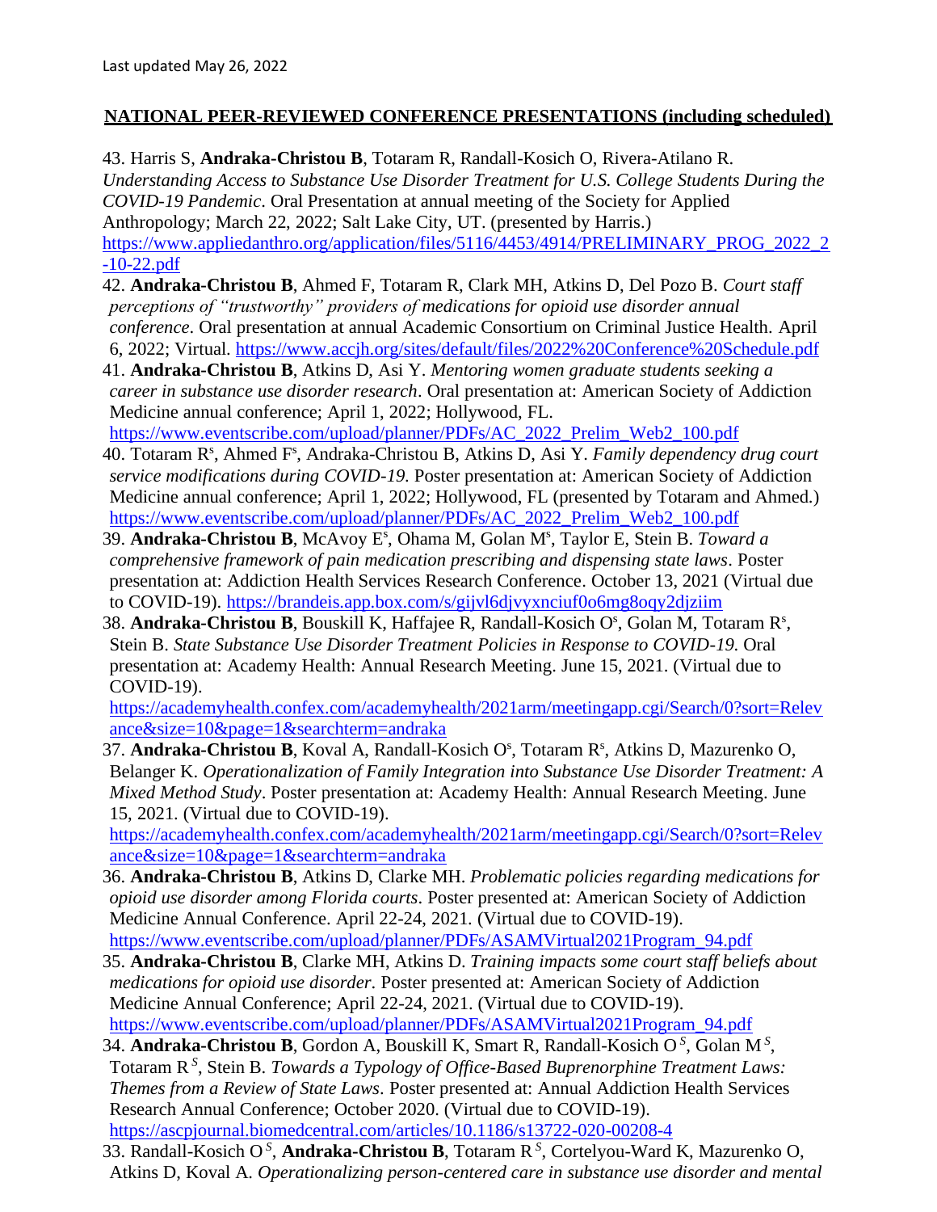Last updated May 26, 2022

**NATIONAL PEER-REVIEWED CONFERENCE PRESENTATIONS (including scheduled)**

43. Harris S, **Andraka-Christou B**, Totaram R, Randall-Kosich O, Rivera-Atilano R. *Understanding Access to Substance Use Disorder Treatment for U.S. College Students During the COVID-19 Pandemic*. Oral Presentation at annual meeting of the Society for Applied Anthropology; March 22, 2022; Salt Lake City, UT. (presented by Harris.) https://www.appliedanthro.org/application/files/5116/4453/4914/PRELIMINARY_PROG_2022_2-10-22.pdf
42. **Andraka-Christou B**, Ahmed F, Totaram R, Clark MH, Atkins D, Del Pozo B. *Court staff perceptions of "trustworthy" providers of medications for opioid use disorder annual conference*. Oral presentation at annual Academic Consortium on Criminal Justice Health. April 6, 2022; Virtual. https://www.accjh.org/sites/default/files/2022%20Conference%20Schedule.pdf
41. **Andraka-Christou B**, Atkins D, Asi Y. *Mentoring women graduate students seeking a career in substance use disorder research*. Oral presentation at: American Society of Addiction Medicine annual conference; April 1, 2022; Hollywood, FL. https://www.eventscribe.com/upload/planner/PDFs/AC_2022_Prelim_Web2_100.pdf
40. Totaram R[s], Ahmed F[s], Andraka-Christou B, Atkins D, Asi Y. *Family dependency drug court service modifications during COVID-19.* Poster presentation at: American Society of Addiction Medicine annual conference; April 1, 2022; Hollywood, FL (presented by Totaram and Ahmed.) https://www.eventscribe.com/upload/planner/PDFs/AC_2022_Prelim_Web2_100.pdf
39. **Andraka-Christou B**, McAvoy E[s], Ohama M, Golan M[s], Taylor E, Stein B. *Toward a comprehensive framework of pain medication prescribing and dispensing state laws*. Poster presentation at: Addiction Health Services Research Conference. October 13, 2021 (Virtual due to COVID-19). https://brandeis.app.box.com/s/gijvl6djvyxnciuf0o6mg8oqy2djziim
38. **Andraka-Christou B**, Bouskill K, Haffajee R, Randall-Kosich O[s], Golan M, Totaram R[s], Stein B. *State Substance Use Disorder Treatment Policies in Response to COVID-19.* Oral presentation at: Academy Health: Annual Research Meeting. June 15, 2021. (Virtual due to COVID-19). https://academyhealth.confex.com/academyhealth/2021arm/meetingapp.cgi/Search/0?sort=Relevance&size=10&page=1&searchterm=andraka
37. **Andraka-Christou B**, Koval A, Randall-Kosich O[s], Totaram R[s], Atkins D, Mazurenko O, Belanger K. *Operationalization of Family Integration into Substance Use Disorder Treatment: A Mixed Method Study*. Poster presentation at: Academy Health: Annual Research Meeting. June 15, 2021. (Virtual due to COVID-19). https://academyhealth.confex.com/academyhealth/2021arm/meetingapp.cgi/Search/0?sort=Relevance&size=10&page=1&searchterm=andraka
36. **Andraka-Christou B**, Atkins D, Clarke MH. *Problematic policies regarding medications for opioid use disorder among Florida courts*. Poster presented at: American Society of Addiction Medicine Annual Conference. April 22-24, 2021. (Virtual due to COVID-19). https://www.eventscribe.com/upload/planner/PDFs/ASAMVirtual2021Program_94.pdf
35. **Andraka-Christou B**, Clarke MH, Atkins D. *Training impacts some court staff beliefs about medications for opioid use disorder*. Poster presented at: American Society of Addiction Medicine Annual Conference; April 22-24, 2021. (Virtual due to COVID-19). https://www.eventscribe.com/upload/planner/PDFs/ASAMVirtual2021Program_94.pdf
34. **Andraka-Christou B**, Gordon A, Bouskill K, Smart R, Randall-Kosich O[S], Golan M[S], Totaram R[S], Stein B. *Towards a Typology of Office-Based Buprenorphine Treatment Laws: Themes from a Review of State Laws*. Poster presented at: Annual Addiction Health Services Research Annual Conference; October 2020. (Virtual due to COVID-19). https://ascpjournal.biomedcentral.com/articles/10.1186/s13722-020-00208-4
33. Randall-Kosich O[S], **Andraka-Christou B**, Totaram R[S], Cortelyou-Ward K, Mazurenko O, Atkins D, Koval A. *Operationalizing person-centered care in substance use disorder and mental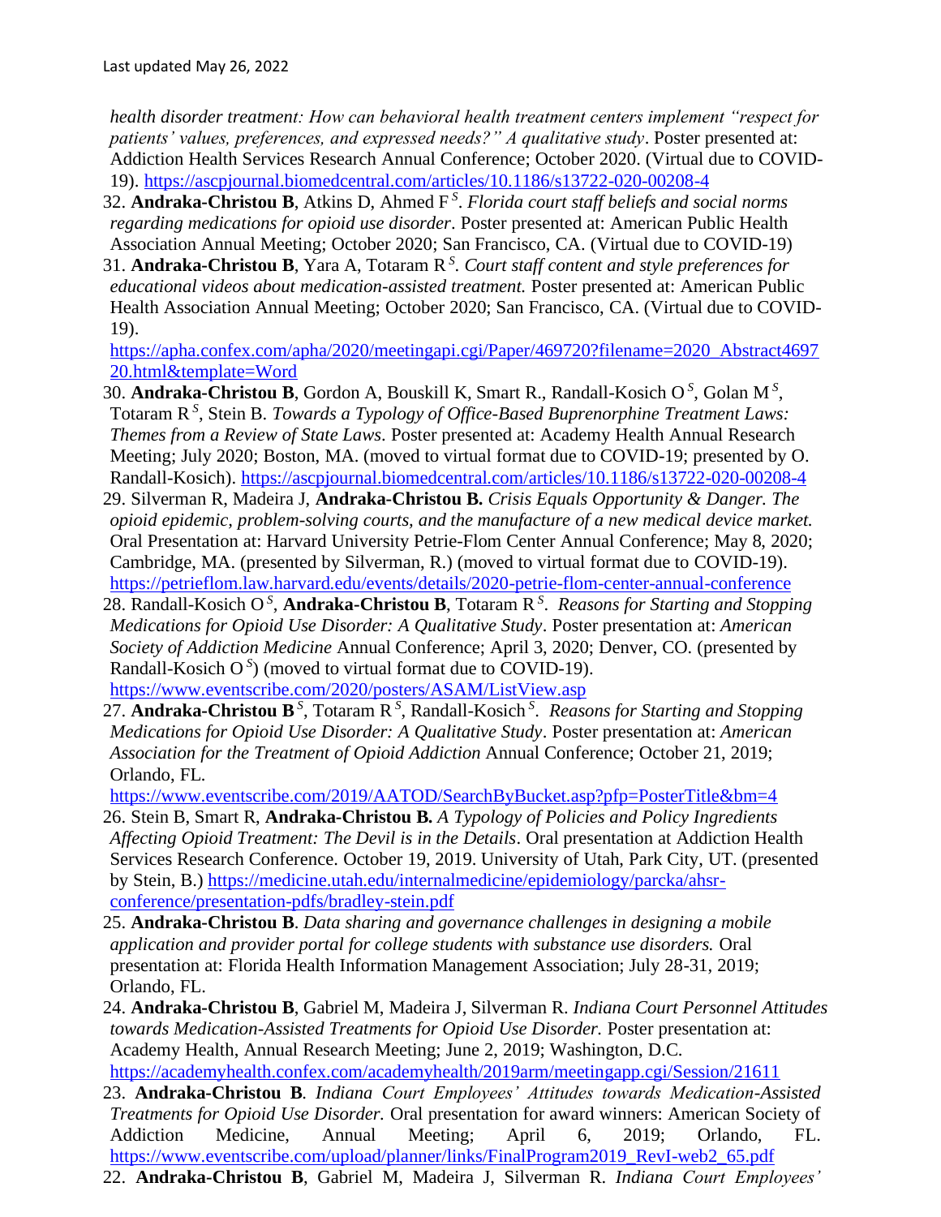*health disorder treatment: How can behavioral health treatment centers implement "respect for patients' values, preferences, and expressed needs?" A qualitative study*. Poster presented at: Addiction Health Services Research Annual Conference; October 2020. (Virtual due to COVID-19). https://ascpjournal.biomedcentral.com/articles/10.1186/s13722-020-00208-4

32. **Andraka-Christou B**, Atkins D, Ahmed F [S]. *Florida court staff beliefs and social norms regarding medications for opioid use disorder*. Poster presented at: American Public Health Association Annual Meeting; October 2020; San Francisco, CA. (Virtual due to COVID-19)
31. **Andraka-Christou B**, Yara A, Totaram R [S]. *Court staff content and style preferences for educational videos about medication-assisted treatment.* Poster presented at: American Public Health Association Annual Meeting; October 2020; San Francisco, CA. (Virtual due to COVID-19). https://apha.confex.com/apha/2020/meetingapi.cgi/Paper/469720?filename=2020_Abstract469720.html&template=Word
30. **Andraka-Christou B**, Gordon A, Bouskill K, Smart R., Randall-Kosich O [S], Golan M [S], Totaram R [S], Stein B. *Towards a Typology of Office-Based Buprenorphine Treatment Laws: Themes from a Review of State Laws*. Poster presented at: Academy Health Annual Research Meeting; July 2020; Boston, MA. (moved to virtual format due to COVID-19; presented by O. Randall-Kosich). https://ascpjournal.biomedcentral.com/articles/10.1186/s13722-020-00208-4
29. Silverman R, Madeira J, **Andraka-Christou B.** *Crisis Equals Opportunity & Danger. The opioid epidemic, problem-solving courts, and the manufacture of a new medical device market.* Oral Presentation at: Harvard University Petrie-Flom Center Annual Conference; May 8, 2020; Cambridge, MA. (presented by Silverman, R.) (moved to virtual format due to COVID-19). https://petrieflom.law.harvard.edu/events/details/2020-petrie-flom-center-annual-conference
28. Randall-Kosich O [S], **Andraka-Christou B**, Totaram R [S]. *Reasons for Starting and Stopping Medications for Opioid Use Disorder: A Qualitative Study*. Poster presentation at: *American Society of Addiction Medicine* Annual Conference; April 3, 2020; Denver, CO. (presented by Randall-Kosich O [S]) (moved to virtual format due to COVID-19). https://www.eventscribe.com/2020/posters/ASAM/ListView.asp
27. **Andraka-Christou B** [S], Totaram R [S], Randall-Kosich [S]. *Reasons for Starting and Stopping Medications for Opioid Use Disorder: A Qualitative Study*. Poster presentation at: *American Association for the Treatment of Opioid Addiction* Annual Conference; October 21, 2019; Orlando, FL. https://www.eventscribe.com/2019/AATOD/SearchByBucket.asp?pfp=PosterTitle&bm=4
26. Stein B, Smart R, **Andraka-Christou B.** *A Typology of Policies and Policy Ingredients Affecting Opioid Treatment: The Devil is in the Details*. Oral presentation at Addiction Health Services Research Conference. October 19, 2019. University of Utah, Park City, UT. (presented by Stein, B.) https://medicine.utah.edu/internalmedicine/epidemiology/parcka/ahsr-conference/presentation-pdfs/bradley-stein.pdf
25. **Andraka-Christou B**. *Data sharing and governance challenges in designing a mobile application and provider portal for college students with substance use disorders.* Oral presentation at: Florida Health Information Management Association; July 28-31, 2019; Orlando, FL.
24. **Andraka-Christou B**, Gabriel M, Madeira J, Silverman R. *Indiana Court Personnel Attitudes towards Medication-Assisted Treatments for Opioid Use Disorder.* Poster presentation at: Academy Health, Annual Research Meeting; June 2, 2019; Washington, D.C. https://academyhealth.confex.com/academyhealth/2019arm/meetingapp.cgi/Session/21611
23. **Andraka-Christou B**. *Indiana Court Employees' Attitudes towards Medication-Assisted Treatments for Opioid Use Disorder.* Oral presentation for award winners: American Society of Addiction Medicine, Annual Meeting; April 6, 2019; Orlando, FL. https://www.eventscribe.com/upload/planner/links/FinalProgram2019_RevI-web2_65.pdf
22. **Andraka-Christou B**, Gabriel M, Madeira J, Silverman R. *Indiana Court Employees'*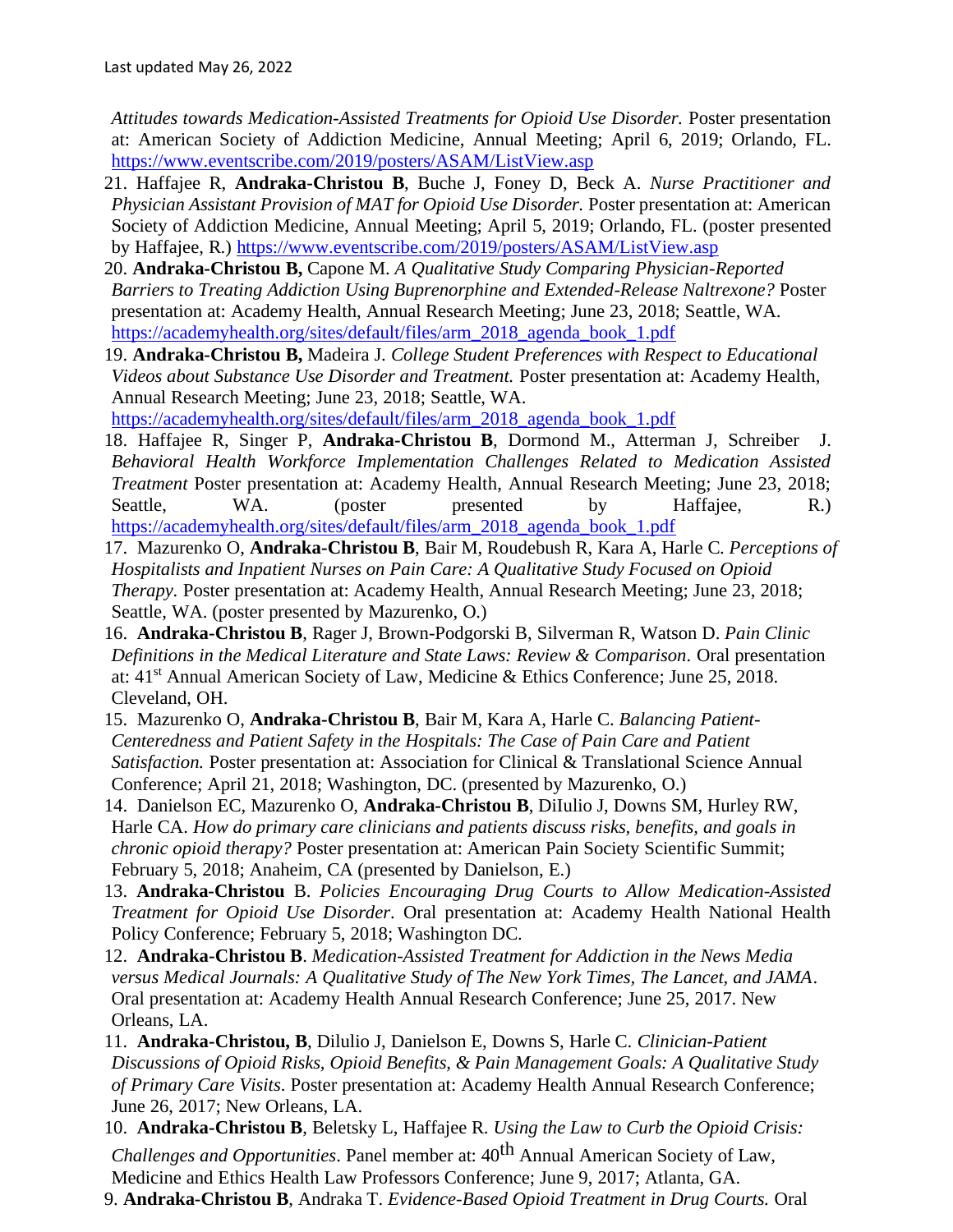*Attitudes towards Medication-Assisted Treatments for Opioid Use Disorder.* Poster presentation at: American Society of Addiction Medicine, Annual Meeting; April 6, 2019; Orlando, FL. https://www.eventscribe.com/2019/posters/ASAM/ListView.asp

21. Haffajee R, **Andraka-Christou B**, Buche J, Foney D, Beck A. *Nurse Practitioner and Physician Assistant Provision of MAT for Opioid Use Disorder.* Poster presentation at: American Society of Addiction Medicine, Annual Meeting; April 5, 2019; Orlando, FL. (poster presented by Haffajee, R.) https://www.eventscribe.com/2019/posters/ASAM/ListView.asp
20. **Andraka-Christou B,** Capone M. *A Qualitative Study Comparing Physician-Reported Barriers to Treating Addiction Using Buprenorphine and Extended-Release Naltrexone?* Poster presentation at: Academy Health, Annual Research Meeting; June 23, 2018; Seattle, WA. https://academyhealth.org/sites/default/files/arm_2018_agenda_book_1.pdf
19. **Andraka-Christou B,** Madeira J. *College Student Preferences with Respect to Educational Videos about Substance Use Disorder and Treatment.* Poster presentation at: Academy Health, Annual Research Meeting; June 23, 2018; Seattle, WA. https://academyhealth.org/sites/default/files/arm_2018_agenda_book_1.pdf
18. Haffajee R, Singer P, **Andraka-Christou B**, Dormond M., Atterman J, Schreiber J. *Behavioral Health Workforce Implementation Challenges Related to Medication Assisted Treatment* Poster presentation at: Academy Health, Annual Research Meeting; June 23, 2018; Seattle, WA. (poster presented by Haffajee, R.) https://academyhealth.org/sites/default/files/arm_2018_agenda_book_1.pdf
17. Mazurenko O, **Andraka-Christou B**, Bair M, Roudebush R, Kara A, Harle C. *Perceptions of Hospitalists and Inpatient Nurses on Pain Care: A Qualitative Study Focused on Opioid Therapy.* Poster presentation at: Academy Health, Annual Research Meeting; June 23, 2018; Seattle, WA. (poster presented by Mazurenko, O.)
16. **Andraka-Christou B**, Rager J, Brown-Podgorski B, Silverman R, Watson D. *Pain Clinic Definitions in the Medical Literature and State Laws: Review & Comparison*. Oral presentation at: 41st Annual American Society of Law, Medicine & Ethics Conference; June 25, 2018. Cleveland, OH.
15. Mazurenko O, **Andraka-Christou B**, Bair M, Kara A, Harle C. *Balancing Patient-Centeredness and Patient Safety in the Hospitals: The Case of Pain Care and Patient Satisfaction.* Poster presentation at: Association for Clinical & Translational Science Annual Conference; April 21, 2018; Washington, DC. (presented by Mazurenko, O.)
14. Danielson EC, Mazurenko O, **Andraka-Christou B**, DiIulio J, Downs SM, Hurley RW, Harle CA. *How do primary care clinicians and patients discuss risks, benefits, and goals in chronic opioid therapy?* Poster presentation at: American Pain Society Scientific Summit; February 5, 2018; Anaheim, CA (presented by Danielson, E.)
13. **Andraka-Christou** B. *Policies Encouraging Drug Courts to Allow Medication-Assisted Treatment for Opioid Use Disorder*. Oral presentation at: Academy Health National Health Policy Conference; February 5, 2018; Washington DC.
12. **Andraka-Christou B**. *Medication-Assisted Treatment for Addiction in the News Media versus Medical Journals: A Qualitative Study of The New York Times, The Lancet, and JAMA*. Oral presentation at: Academy Health Annual Research Conference; June 25, 2017. New Orleans, LA.
11. **Andraka-Christou, B**, Dilulio J, Danielson E, Downs S, Harle C. *Clinician-Patient Discussions of Opioid Risks, Opioid Benefits, & Pain Management Goals: A Qualitative Study of Primary Care Visits*. Poster presentation at: Academy Health Annual Research Conference; June 26, 2017; New Orleans, LA.
10. **Andraka-Christou B**, Beletsky L, Haffajee R. *Using the Law to Curb the Opioid Crisis: Challenges and Opportunities*. Panel member at: 40th Annual American Society of Law, Medicine and Ethics Health Law Professors Conference; June 9, 2017; Atlanta, GA.
9. **Andraka-Christou B**, Andraka T. *Evidence-Based Opioid Treatment in Drug Courts.* Oral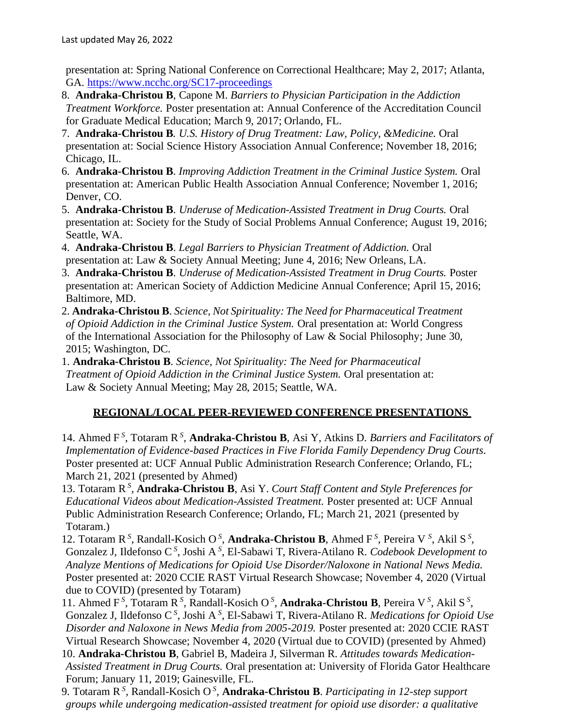presentation at: Spring National Conference on Correctional Healthcare; May 2, 2017; Atlanta, GA. https://www.ncchc.org/SC17-proceedings

8. **Andraka-Christou B**, Capone M. *Barriers to Physician Participation in the Addiction Treatment Workforce.* Poster presentation at: Annual Conference of the Accreditation Council for Graduate Medical Education; March 9, 2017; Orlando, FL.
7. **Andraka-Christou B***. U.S. History of Drug Treatment: Law, Policy, &Medicine.* Oral presentation at: Social Science History Association Annual Conference; November 18, 2016; Chicago, IL.
6. **Andraka-Christou B**. *Improving Addiction Treatment in the Criminal Justice System.* Oral presentation at: American Public Health Association Annual Conference; November 1, 2016; Denver, CO.
5. **Andraka-Christou B**. *Underuse of Medication-Assisted Treatment in Drug Courts.* Oral presentation at: Society for the Study of Social Problems Annual Conference; August 19, 2016; Seattle, WA.
4. **Andraka-Christou B**. *Legal Barriers to Physician Treatment of Addiction.* Oral presentation at: Law & Society Annual Meeting; June 4, 2016; New Orleans, LA.
3. **Andraka-Christou B**. *Underuse of Medication-Assisted Treatment in Drug Courts.* Poster presentation at: American Society of Addiction Medicine Annual Conference; April 15, 2016; Baltimore, MD.
2. **Andraka-Christou B**. *Science, Not Spirituality: The Need for Pharmaceutical Treatment of Opioid Addiction in the Criminal Justice System.* Oral presentation at: World Congress of the International Association for the Philosophy of Law & Social Philosophy; June 30, 2015; Washington, DC.
1. **Andraka-Christou B**. *Science, Not Spirituality: The Need for Pharmaceutical Treatment of Opioid Addiction in the Criminal Justice System.* Oral presentation at: Law & Society Annual Meeting; May 28, 2015; Seattle, WA.

## REGIONAL/LOCAL PEER-REVIEWED CONFERENCE PRESENTATIONS

14. Ahmed F [S], Totaram R [S], **Andraka-Christou B**, Asi Y, Atkins D. *Barriers and Facilitators of Implementation of Evidence-based Practices in Five Florida Family Dependency Drug Courts*. Poster presented at: UCF Annual Public Administration Research Conference; Orlando, FL; March 21, 2021 (presented by Ahmed)
13. Totaram R [S], **Andraka-Christou B**, Asi Y. *Court Staff Content and Style Preferences for Educational Videos about Medication-Assisted Treatment.* Poster presented at: UCF Annual Public Administration Research Conference; Orlando, FL; March 21, 2021 (presented by Totaram.)
12. Totaram R [S], Randall-Kosich O [S], **Andraka-Christou B**, Ahmed F [S], Pereira V [S], Akil S [S], Gonzalez J, Ildefonso C [S], Joshi A [S], El-Sabawi T, Rivera-Atilano R. *Codebook Development to Analyze Mentions of Medications for Opioid Use Disorder/Naloxone in National News Media.* Poster presented at: 2020 CCIE RAST Virtual Research Showcase; November 4, 2020 (Virtual due to COVID) (presented by Totaram)
11. Ahmed F [S], Totaram R [S], Randall-Kosich O [S], **Andraka-Christou B**, Pereira V [S], Akil S [S], Gonzalez J, Ildefonso C [S], Joshi A [S], El-Sabawi T, Rivera-Atilano R. *Medications for Opioid Use Disorder and Naloxone in News Media from 2005-2019.* Poster presented at: 2020 CCIE RAST Virtual Research Showcase; November 4, 2020 (Virtual due to COVID) (presented by Ahmed)
10. **Andraka-Christou B**, Gabriel B, Madeira J, Silverman R. *Attitudes towards Medication-Assisted Treatment in Drug Courts.* Oral presentation at: University of Florida Gator Healthcare Forum; January 11, 2019; Gainesville, FL.
9. Totaram R [S], Randall-Kosich O [S], **Andraka-Christou B**. *Participating in 12-step support groups while undergoing medication-assisted treatment for opioid use disorder: a qualitative*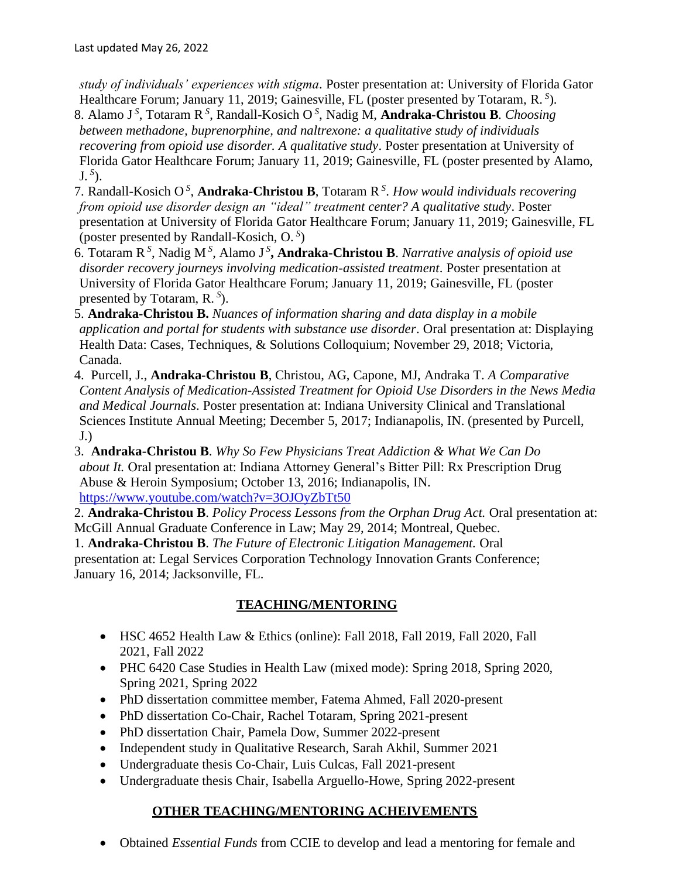*study of individuals' experiences with stigma*. Poster presentation at: University of Florida Gator Healthcare Forum; January 11, 2019; Gainesville, FL (poster presented by Totaram, R. [S]).

8. Alamo J [S], Totaram R [S], Randall-Kosich O [S], Nadig M, **Andraka-Christou B**. *Choosing between methadone, buprenorphine, and naltrexone: a qualitative study of individuals recovering from opioid use disorder. A qualitative study*. Poster presentation at University of Florida Gator Healthcare Forum; January 11, 2019; Gainesville, FL (poster presented by Alamo, J. [S]).
7. Randall-Kosich O [S], **Andraka-Christou B**, Totaram R [S]. *How would individuals recovering from opioid use disorder design an "ideal" treatment center? A qualitative study*. Poster presentation at University of Florida Gator Healthcare Forum; January 11, 2019; Gainesville, FL (poster presented by Randall-Kosich, O. [S])
6. Totaram R [S], Nadig M [S], Alamo J [S]**, Andraka-Christou B**. *Narrative analysis of opioid use disorder recovery journeys involving medication-assisted treatment*. Poster presentation at University of Florida Gator Healthcare Forum; January 11, 2019; Gainesville, FL (poster presented by Totaram, R. [S]).
5. **Andraka-Christou B.** *Nuances of information sharing and data display in a mobile application and portal for students with substance use disorder*. Oral presentation at: Displaying Health Data: Cases, Techniques, & Solutions Colloquium; November 29, 2018; Victoria, Canada.
4. Purcell, J., **Andraka-Christou B**, Christou, AG, Capone, MJ, Andraka T. *A Comparative Content Analysis of Medication-Assisted Treatment for Opioid Use Disorders in the News Media and Medical Journals*. Poster presentation at: Indiana University Clinical and Translational Sciences Institute Annual Meeting; December 5, 2017; Indianapolis, IN. (presented by Purcell, J.)
3. **Andraka-Christou B**. *Why So Few Physicians Treat Addiction & What We Can Do about It.* Oral presentation at: Indiana Attorney General's Bitter Pill: Rx Prescription Drug Abuse & Heroin Symposium; October 13, 2016; Indianapolis, IN. https://www.youtube.com/watch?v=3OJOyZbTt50
2. **Andraka-Christou B**. *Policy Process Lessons from the Orphan Drug Act.* Oral presentation at: McGill Annual Graduate Conference in Law; May 29, 2014; Montreal, Quebec.
1. **Andraka-Christou B**. *The Future of Electronic Litigation Management.* Oral presentation at: Legal Services Corporation Technology Innovation Grants Conference; January 16, 2014; Jacksonville, FL.

## TEACHING/MENTORING

- HSC 4652 Health Law & Ethics (online): Fall 2018, Fall 2019, Fall 2020, Fall 2021, Fall 2022
- PHC 6420 Case Studies in Health Law (mixed mode): Spring 2018, Spring 2020, Spring 2021, Spring 2022
- PhD dissertation committee member, Fatema Ahmed, Fall 2020-present
- PhD dissertation Co-Chair, Rachel Totaram, Spring 2021-present
- PhD dissertation Chair, Pamela Dow, Summer 2022-present
- Independent study in Qualitative Research, Sarah Akhil, Summer 2021
- Undergraduate thesis Co-Chair, Luis Culcas, Fall 2021-present
- Undergraduate thesis Chair, Isabella Arguello-Howe, Spring 2022-present

## OTHER TEACHING/MENTORING ACHEIVEMENTS

- Obtained *Essential Funds* from CCIE to develop and lead a mentoring for female and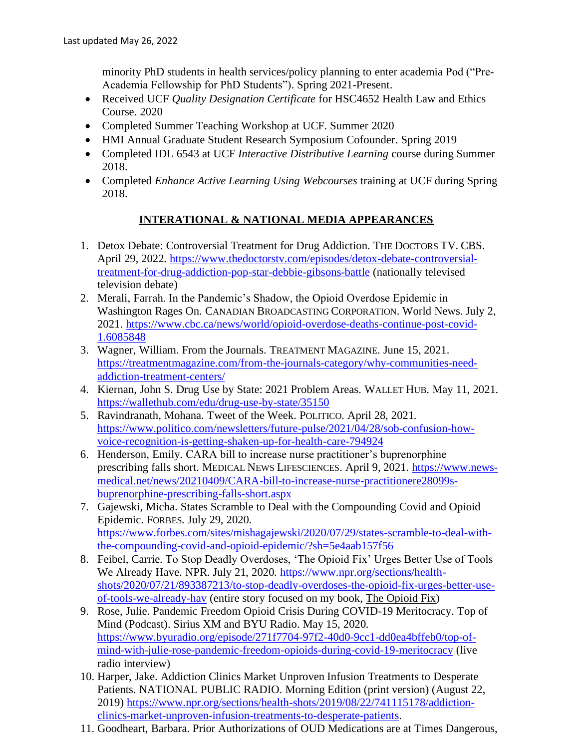minority PhD students in health services/policy planning to enter academia Pod ("Pre-Academia Fellowship for PhD Students"). Spring 2021-Present.

- Received UCF *Quality Designation Certificate* for HSC4652 Health Law and Ethics Course. 2020
- Completed Summer Teaching Workshop at UCF. Summer 2020
- HMI Annual Graduate Student Research Symposium Cofounder. Spring 2019
- Completed IDL 6543 at UCF *Interactive Distributive Learning* course during Summer 2018.
- Completed *Enhance Active Learning Using Webcourses* training at UCF during Spring 2018.

## INTERATIONAL & NATIONAL MEDIA APPEARANCES

1. Detox Debate: Controversial Treatment for Drug Addiction. THE DOCTORS TV. CBS. April 29, 2022. https://www.thedoctorstv.com/episodes/detox-debate-controversial-treatment-for-drug-addiction-pop-star-debbie-gibsons-battle (nationally televised television debate)
2. Merali, Farrah. In the Pandemic's Shadow, the Opioid Overdose Epidemic in Washington Rages On. CANADIAN BROADCASTING CORPORATION. World News. July 2, 2021. https://www.cbc.ca/news/world/opioid-overdose-deaths-continue-post-covid-1.6085848
3. Wagner, William. From the Journals. TREATMENT MAGAZINE. June 15, 2021. https://treatmentmagazine.com/from-the-journals-category/why-communities-need-addiction-treatment-centers/
4. Kiernan, John S. Drug Use by State: 2021 Problem Areas. WALLET HUB. May 11, 2021. https://wallethub.com/edu/drug-use-by-state/35150
5. Ravindranath, Mohana. Tweet of the Week. POLITICO. April 28, 2021. https://www.politico.com/newsletters/future-pulse/2021/04/28/sob-confusion-how-voice-recognition-is-getting-shaken-up-for-health-care-794924
6. Henderson, Emily. CARA bill to increase nurse practitioner's buprenorphine prescribing falls short. MEDICAL NEWS LIFESCIENCES. April 9, 2021. https://www.news-medical.net/news/20210409/CARA-bill-to-increase-nurse-practitionere28099s-buprenorphine-prescribing-falls-short.aspx
7. Gajewski, Micha. States Scramble to Deal with the Compounding Covid and Opioid Epidemic. FORBES. July 29, 2020. https://www.forbes.com/sites/mishagajewski/2020/07/29/states-scramble-to-deal-with-the-compounding-covid-and-opioid-epidemic/?sh=5e4aab157f56
8. Feibel, Carrie. To Stop Deadly Overdoses, 'The Opioid Fix' Urges Better Use of Tools We Already Have. NPR. July 21, 2020. https://www.npr.org/sections/health-shots/2020/07/21/893387213/to-stop-deadly-overdoses-the-opioid-fix-urges-better-use-of-tools-we-already-hav (entire story focused on my book, The Opioid Fix)
9. Rose, Julie. Pandemic Freedom Opioid Crisis During COVID-19 Meritocracy. Top of Mind (Podcast). Sirius XM and BYU Radio. May 15, 2020. https://www.byuradio.org/episode/271f7704-97f2-40d0-9cc1-dd0ea4bffeb0/top-of-mind-with-julie-rose-pandemic-freedom-opioids-during-covid-19-meritocracy (live radio interview)
10. Harper, Jake. Addiction Clinics Market Unproven Infusion Treatments to Desperate Patients. NATIONAL PUBLIC RADIO. Morning Edition (print version) (August 22, 2019) https://www.npr.org/sections/health-shots/2019/08/22/741115178/addiction-clinics-market-unproven-infusion-treatments-to-desperate-patients.
11. Goodheart, Barbara. Prior Authorizations of OUD Medications are at Times Dangerous,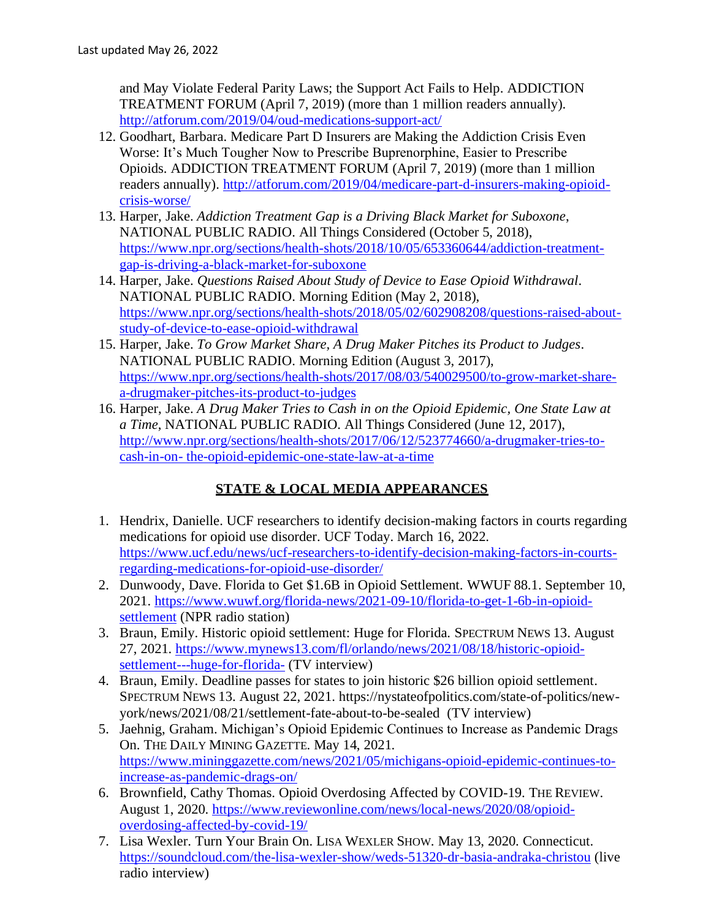and May Violate Federal Parity Laws; the Support Act Fails to Help. ADDICTION TREATMENT FORUM (April 7, 2019) (more than 1 million readers annually). http://atforum.com/2019/04/oud-medications-support-act/

12. Goodhart, Barbara. Medicare Part D Insurers are Making the Addiction Crisis Even Worse: It's Much Tougher Now to Prescribe Buprenorphine, Easier to Prescribe Opioids. ADDICTION TREATMENT FORUM (April 7, 2019) (more than 1 million readers annually). http://atforum.com/2019/04/medicare-part-d-insurers-making-opioid-crisis-worse/
13. Harper, Jake. *Addiction Treatment Gap is a Driving Black Market for Suboxone*, NATIONAL PUBLIC RADIO. All Things Considered (October 5, 2018), https://www.npr.org/sections/health-shots/2018/10/05/653360644/addiction-treatment-gap-is-driving-a-black-market-for-suboxone
14. Harper, Jake. *Questions Raised About Study of Device to Ease Opioid Withdrawal*. NATIONAL PUBLIC RADIO. Morning Edition (May 2, 2018), https://www.npr.org/sections/health-shots/2018/05/02/602908208/questions-raised-about-study-of-device-to-ease-opioid-withdrawal
15. Harper, Jake. *To Grow Market Share, A Drug Maker Pitches its Product to Judges*. NATIONAL PUBLIC RADIO. Morning Edition (August 3, 2017), https://www.npr.org/sections/health-shots/2017/08/03/540029500/to-grow-market-share-a-drugmaker-pitches-its-product-to-judges
16. Harper, Jake. *A Drug Maker Tries to Cash in on the Opioid Epidemic, One State Law at a Time*, NATIONAL PUBLIC RADIO. All Things Considered (June 12, 2017), http://www.npr.org/sections/health-shots/2017/06/12/523774660/a-drugmaker-tries-to-cash-in-on- the-opioid-epidemic-one-state-law-at-a-time

## STATE & LOCAL MEDIA APPEARANCES

1. Hendrix, Danielle. UCF researchers to identify decision-making factors in courts regarding medications for opioid use disorder. UCF Today. March 16, 2022. https://www.ucf.edu/news/ucf-researchers-to-identify-decision-making-factors-in-courts-regarding-medications-for-opioid-use-disorder/
2. Dunwoody, Dave. Florida to Get $1.6B in Opioid Settlement. WWUF 88.1. September 10, 2021. https://www.wuwf.org/florida-news/2021-09-10/florida-to-get-1-6b-in-opioid-settlement (NPR radio station)
3. Braun, Emily. Historic opioid settlement: Huge for Florida. SPECTRUM NEWS 13. August 27, 2021. https://www.mynews13.com/fl/orlando/news/2021/08/18/historic-opioid-settlement---huge-for-florida- (TV interview)
4. Braun, Emily. Deadline passes for states to join historic $26 billion opioid settlement. SPECTRUM NEWS 13. August 22, 2021. https://nystateofpolitics.com/state-of-politics/new-york/news/2021/08/21/settlement-fate-about-to-be-sealed (TV interview)
5. Jaehnig, Graham. Michigan's Opioid Epidemic Continues to Increase as Pandemic Drags On. THE DAILY MINING GAZETTE. May 14, 2021. https://www.mininggazette.com/news/2021/05/michigans-opioid-epidemic-continues-to-increase-as-pandemic-drags-on/
6. Brownfield, Cathy Thomas. Opioid Overdosing Affected by COVID-19. THE REVIEW. August 1, 2020. https://www.reviewonline.com/news/local-news/2020/08/opioid-overdosing-affected-by-covid-19/
7. Lisa Wexler. Turn Your Brain On. LISA WEXLER SHOW. May 13, 2020. Connecticut. https://soundcloud.com/the-lisa-wexler-show/weds-51320-dr-basia-andraka-christou (live radio interview)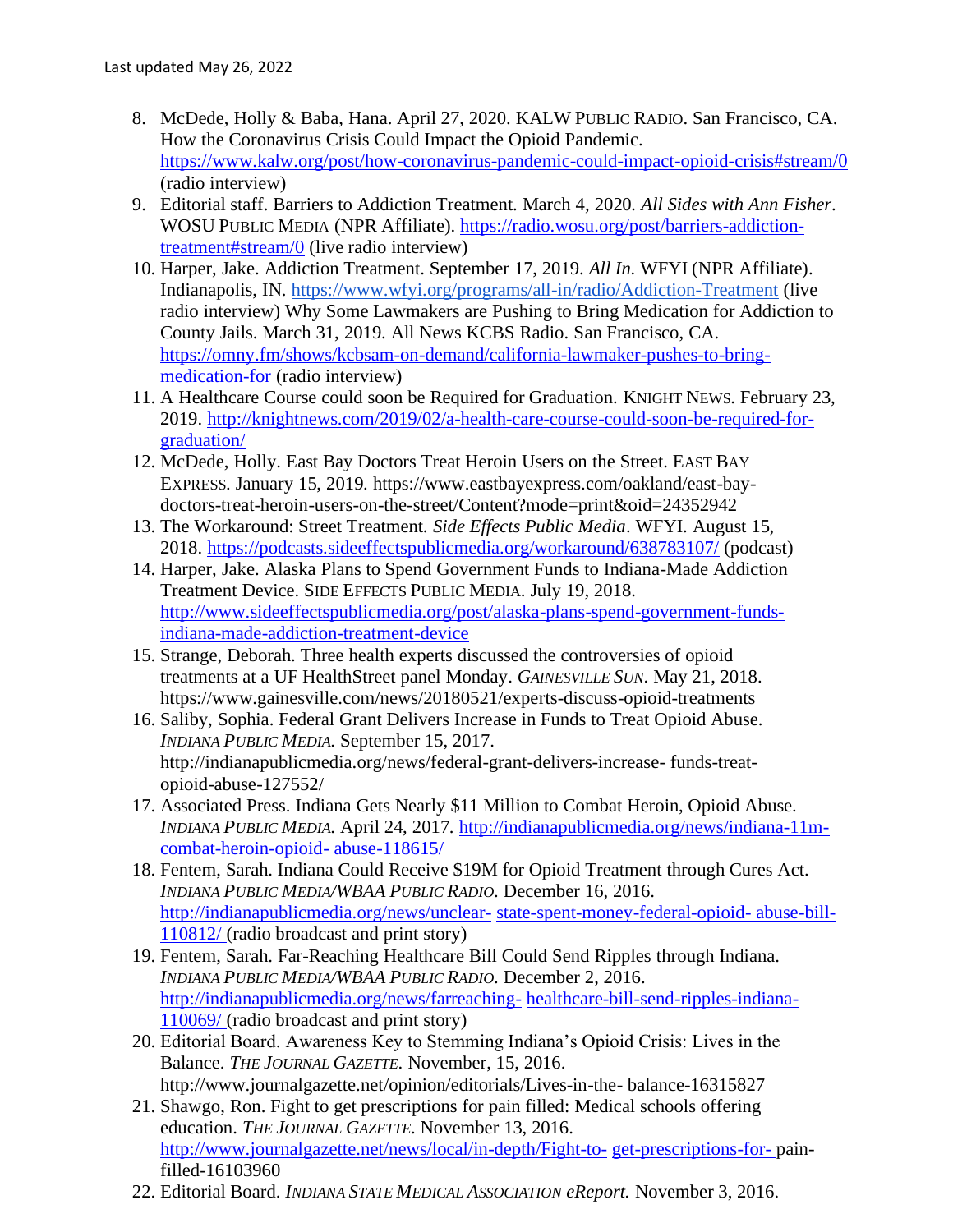8. McDede, Holly & Baba, Hana. April 27, 2020. KALW PUBLIC RADIO. San Francisco, CA. How the Coronavirus Crisis Could Impact the Opioid Pandemic. https://www.kalw.org/post/how-coronavirus-pandemic-could-impact-opioid-crisis#stream/0 (radio interview)
9. Editorial staff. Barriers to Addiction Treatment. March 4, 2020. *All Sides with Ann Fisher*. WOSU PUBLIC MEDIA (NPR Affiliate). https://radio.wosu.org/post/barriers-addiction-treatment#stream/0 (live radio interview)
10. Harper, Jake. Addiction Treatment. September 17, 2019. *All In.* WFYI (NPR Affiliate). Indianapolis, IN. https://www.wfyi.org/programs/all-in/radio/Addiction-Treatment (live radio interview) Why Some Lawmakers are Pushing to Bring Medication for Addiction to County Jails. March 31, 2019. All News KCBS Radio. San Francisco, CA. https://omny.fm/shows/kcbsam-on-demand/california-lawmaker-pushes-to-bring-medication-for (radio interview)
11. A Healthcare Course could soon be Required for Graduation. KNIGHT NEWS. February 23, 2019. http://knightnews.com/2019/02/a-health-care-course-could-soon-be-required-for-graduation/
12. McDede, Holly. East Bay Doctors Treat Heroin Users on the Street. EAST BAY EXPRESS. January 15, 2019. https://www.eastbayexpress.com/oakland/east-bay-doctors-treat-heroin-users-on-the-street/Content?mode=print&oid=24352942
13. The Workaround: Street Treatment. *Side Effects Public Media*. WFYI. August 15, 2018. https://podcasts.sideeffectspublicmedia.org/workaround/638783107/ (podcast)
14. Harper, Jake. Alaska Plans to Spend Government Funds to Indiana-Made Addiction Treatment Device. SIDE EFFECTS PUBLIC MEDIA. July 19, 2018. http://www.sideeffectspublicmedia.org/post/alaska-plans-spend-government-funds-indiana-made-addiction-treatment-device
15. Strange, Deborah. Three health experts discussed the controversies of opioid treatments at a UF HealthStreet panel Monday. *GAINESVILLE SUN*. May 21, 2018. https://www.gainesville.com/news/20180521/experts-discuss-opioid-treatments
16. Saliby, Sophia. Federal Grant Delivers Increase in Funds to Treat Opioid Abuse. *INDIANA PUBLIC MEDIA.* September 15, 2017. http://indianapublicmedia.org/news/federal-grant-delivers-increase- funds-treat-opioid-abuse-127552/
17. Associated Press. Indiana Gets Nearly $11 Million to Combat Heroin, Opioid Abuse. *INDIANA PUBLIC MEDIA.* April 24, 2017. http://indianapublicmedia.org/news/indiana-11m-combat-heroin-opioid- abuse-118615/
18. Fentem, Sarah. Indiana Could Receive $19M for Opioid Treatment through Cures Act. *INDIANA PUBLIC MEDIA/WBAA PUBLIC RADIO.* December 16, 2016. http://indianapublicmedia.org/news/unclear- state-spent-money-federal-opioid- abuse-bill-110812/ (radio broadcast and print story)
19. Fentem, Sarah. Far-Reaching Healthcare Bill Could Send Ripples through Indiana. *INDIANA PUBLIC MEDIA/WBAA PUBLIC RADIO.* December 2, 2016. http://indianapublicmedia.org/news/farreaching- healthcare-bill-send-ripples-indiana-110069/ (radio broadcast and print story)
20. Editorial Board. Awareness Key to Stemming Indiana's Opioid Crisis: Lives in the Balance. *THE JOURNAL GAZETTE.* November, 15, 2016. http://www.journalgazette.net/opinion/editorials/Lives-in-the- balance-16315827
21. Shawgo, Ron. Fight to get prescriptions for pain filled: Medical schools offering education. *THE JOURNAL GAZETTE.* November 13, 2016. http://www.journalgazette.net/news/local/in-depth/Fight-to- get-prescriptions-for- pain-filled-16103960
22. Editorial Board. *INDIANA STATE MEDICAL ASSOCIATION eReport.* November 3, 2016.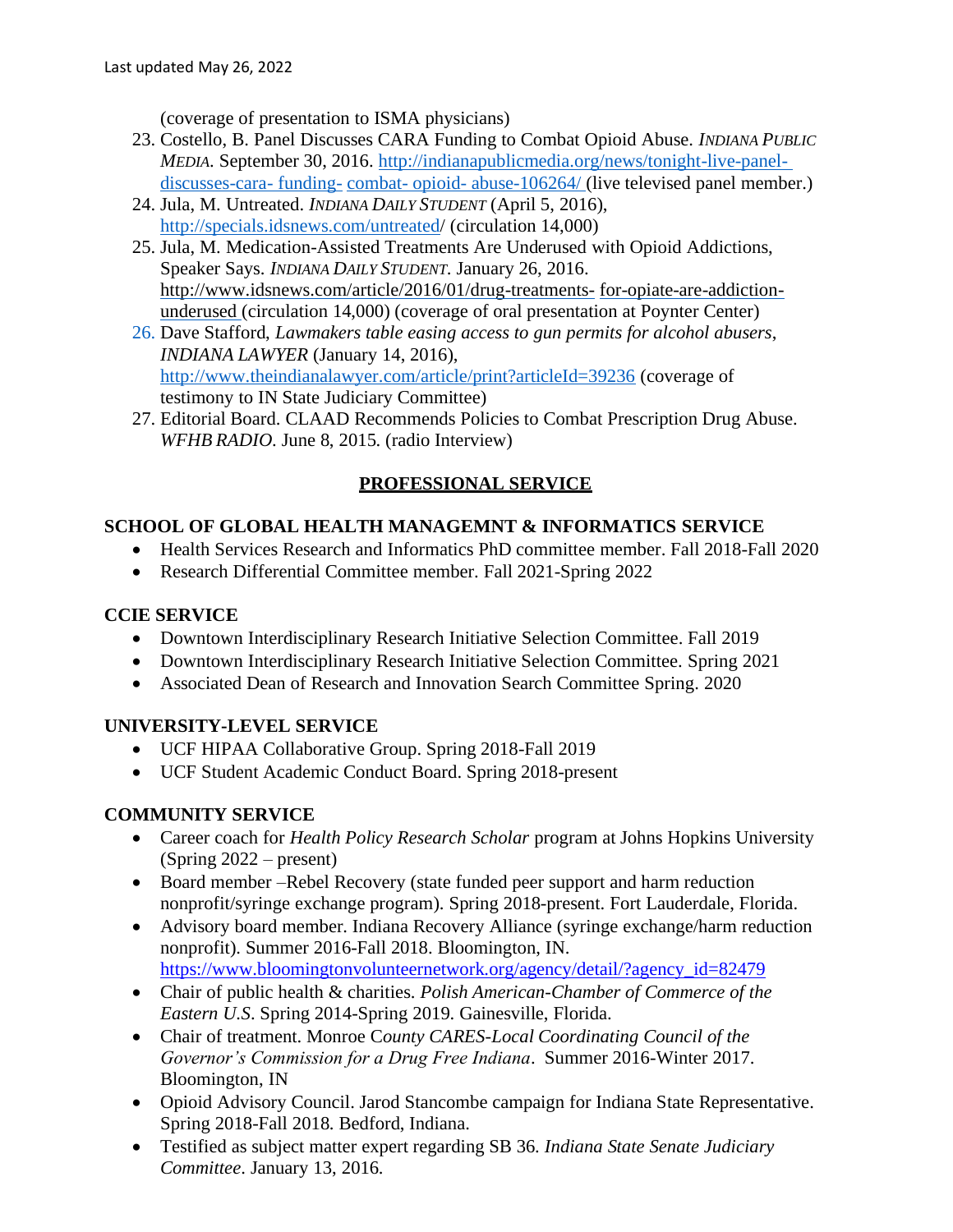(coverage of presentation to ISMA physicians)

23. Costello, B. Panel Discusses CARA Funding to Combat Opioid Abuse. *INDIANA PUBLIC MEDIA.* September 30, 2016. http://indianapublicmedia.org/news/tonight-live-panel-discusses-cara- funding- combat- opioid- abuse-106264/ (live televised panel member.)
24. Jula, M. Untreated. *INDIANA DAILY STUDENT* (April 5, 2016), http://specials.idsnews.com/untreated/ (circulation 14,000)
25. Jula, M. Medication-Assisted Treatments Are Underused with Opioid Addictions, Speaker Says. *INDIANA DAILY STUDENT.* January 26, 2016. http://www.idsnews.com/article/2016/01/drug-treatments- for-opiate-are-addiction-underused (circulation 14,000) (coverage of oral presentation at Poynter Center)
26. Dave Stafford, *Lawmakers table easing access to gun permits for alcohol abusers*, *INDIANA LAWYER* (January 14, 2016), http://www.theindianalawyer.com/article/print?articleId=39236 (coverage of testimony to IN State Judiciary Committee)
27. Editorial Board. CLAAD Recommends Policies to Combat Prescription Drug Abuse. *WFHB RADIO*. June 8, 2015. (radio Interview)

## PROFESSIONAL SERVICE

### SCHOOL OF GLOBAL HEALTH MANAGEMNT & INFORMATICS SERVICE

- Health Services Research and Informatics PhD committee member. Fall 2018-Fall 2020
- Research Differential Committee member. Fall 2021-Spring 2022

### CCIE SERVICE

- Downtown Interdisciplinary Research Initiative Selection Committee. Fall 2019
- Downtown Interdisciplinary Research Initiative Selection Committee. Spring 2021
- Associated Dean of Research and Innovation Search Committee Spring. 2020

### UNIVERSITY-LEVEL SERVICE

- UCF HIPAA Collaborative Group. Spring 2018-Fall 2019
- UCF Student Academic Conduct Board. Spring 2018-present

### COMMUNITY SERVICE

- Career coach for *Health Policy Research Scholar* program at Johns Hopkins University (Spring 2022 – present)
- Board member –Rebel Recovery (state funded peer support and harm reduction nonprofit/syringe exchange program). Spring 2018-present. Fort Lauderdale, Florida.
- Advisory board member. Indiana Recovery Alliance (syringe exchange/harm reduction nonprofit). Summer 2016-Fall 2018. Bloomington, IN. https://www.bloomingtonvolunteernetwork.org/agency/detail/?agency_id=82479
- Chair of public health & charities. *Polish American-Chamber of Commerce of the Eastern U.S*. Spring 2014-Spring 2019. Gainesville, Florida.
- Chair of treatment. Monroe C*ounty CARES-Local Coordinating Council of the Governor's Commission for a Drug Free Indiana*. Summer 2016-Winter 2017. Bloomington, IN
- Opioid Advisory Council. Jarod Stancombe campaign for Indiana State Representative. Spring 2018-Fall 2018. Bedford, Indiana.
- Testified as subject matter expert regarding SB 36. *Indiana State Senate Judiciary Committee*. January 13, 2016.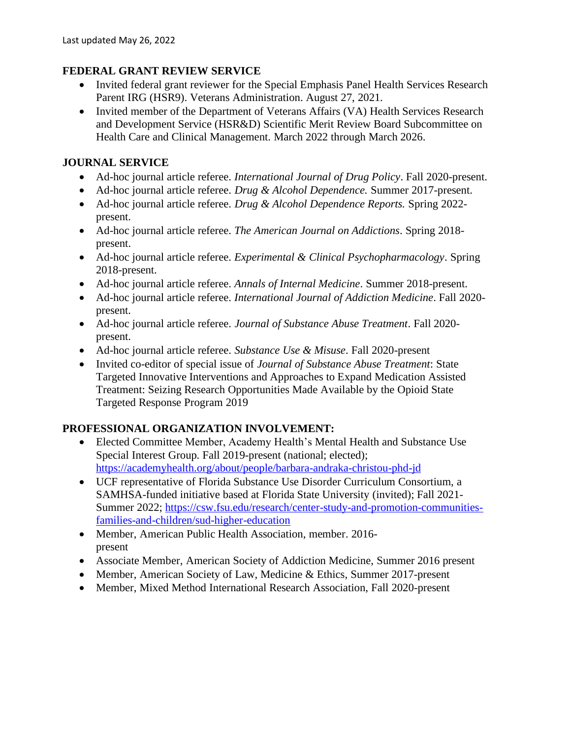Last updated May 26, 2022

**FEDERAL GRANT REVIEW SERVICE**

- Invited federal grant reviewer for the Special Emphasis Panel Health Services Research Parent IRG (HSR9). Veterans Administration. August 27, 2021.
- Invited member of the Department of Veterans Affairs (VA) Health Services Research and Development Service (HSR&D) Scientific Merit Review Board Subcommittee on Health Care and Clinical Management. March 2022 through March 2026.

**JOURNAL SERVICE**

- Ad-hoc journal article referee. *International Journal of Drug Policy*. Fall 2020-present.
- Ad-hoc journal article referee. *Drug & Alcohol Dependence.* Summer 2017-present.
- Ad-hoc journal article referee. *Drug & Alcohol Dependence Reports.* Spring 2022-present.
- Ad-hoc journal article referee. *The American Journal on Addictions*. Spring 2018-present.
- Ad-hoc journal article referee. *Experimental & Clinical Psychopharmacology*. Spring 2018-present.
- Ad-hoc journal article referee. *Annals of Internal Medicine*. Summer 2018-present.
- Ad-hoc journal article referee. *International Journal of Addiction Medicine*. Fall 2020-present.
- Ad-hoc journal article referee. *Journal of Substance Abuse Treatment*. Fall 2020-present.
- Ad-hoc journal article referee. *Substance Use & Misuse*. Fall 2020-present
- Invited co-editor of special issue of *Journal of Substance Abuse Treatment*: State Targeted Innovative Interventions and Approaches to Expand Medication Assisted Treatment: Seizing Research Opportunities Made Available by the Opioid State Targeted Response Program 2019

**PROFESSIONAL ORGANIZATION INVOLVEMENT:**

- Elected Committee Member, Academy Health's Mental Health and Substance Use Special Interest Group. Fall 2019-present (national; elected); https://academyhealth.org/about/people/barbara-andraka-christou-phd-jd
- UCF representative of Florida Substance Use Disorder Curriculum Consortium, a SAMHSA-funded initiative based at Florida State University (invited); Fall 2021-Summer 2022; https://csw.fsu.edu/research/center-study-and-promotion-communities-families-and-children/sud-higher-education
- Member, American Public Health Association, member. 2016-present
- Associate Member, American Society of Addiction Medicine, Summer 2016 present
- Member, American Society of Law, Medicine & Ethics, Summer 2017-present
- Member, Mixed Method International Research Association, Fall 2020-present